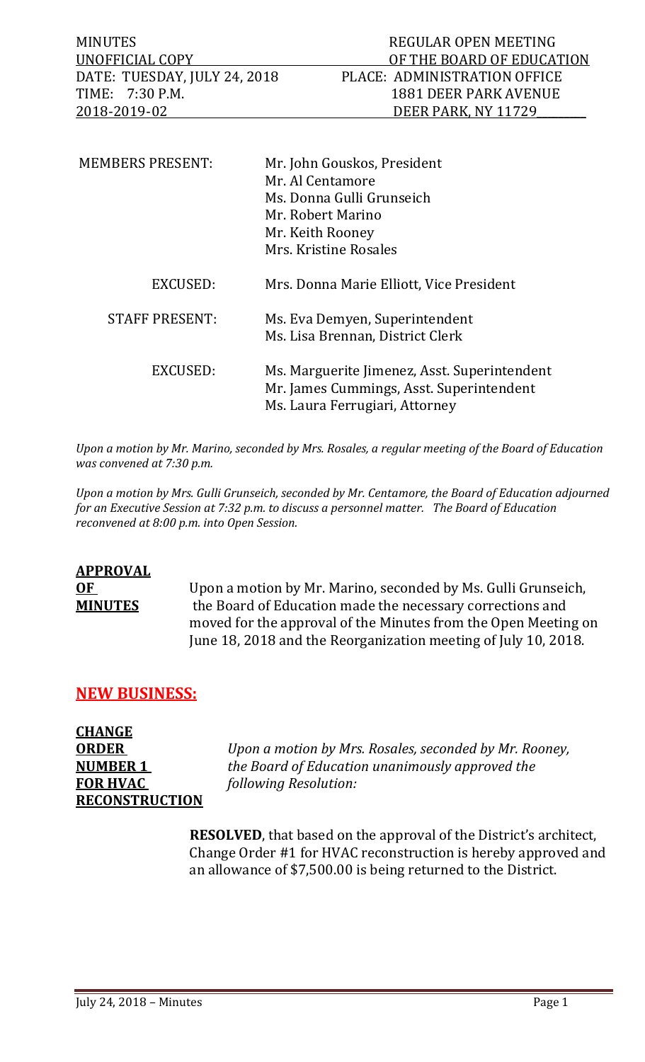| MINUTES | REGULAR OPEN MEETING |
|---|---|
| UNOFFICIAL COPY | OF THE BOARD OF EDUCATION |
| DATE: TUESDAY, JULY 24, 2018 | PLACE: ADMINISTRATION OFFICE |
| TIME: 7:30 P.M. | 1881 DEER PARK AVENUE |
| 2018-2019-02 | DEER PARK, NY 11729 |

| | |
|---|---|
| MEMBERS PRESENT: | Mr. John Gouskos, President<br>Mr. Al Centamore<br>Ms. Donna Gulli Grunseich<br>Mr. Robert Marino<br>Mr. Keith Rooney<br>Mrs. Kristine Rosales |
| EXCUSED: | Mrs. Donna Marie Elliott, Vice President |
| STAFF PRESENT: | Ms. Eva Demyen, Superintendent<br>Ms. Lisa Brennan, District Clerk |
| EXCUSED: | Ms. Marguerite Jimenez, Asst. Superintendent<br>Mr. James Cummings, Asst. Superintendent<br>Ms. Laura Ferrugiari, Attorney |

*Upon a motion by Mr. Marino, seconded by Mrs. Rosales, a regular meeting of the Board of Education was convened at 7:30 p.m.*

*Upon a motion by Mrs. Gulli Grunseich, seconded by Mr. Centamore, the Board of Education adjourned for an Executive Session at 7:32 p.m. to discuss a personnel matter. The Board of Education reconvened at 8:00 p.m. into Open Session.*

**APPROVAL OF MINUTES**

Upon a motion by Mr. Marino, seconded by Ms. Gulli Grunseich, the Board of Education made the necessary corrections and moved for the approval of the Minutes from the Open Meeting on June 18, 2018 and the Reorganization meeting of July 10, 2018.

## NEW BUSINESS:

**CHANGE ORDER NUMBER 1 FOR HVAC RECONSTRUCTION**

*Upon a motion by Mrs. Rosales, seconded by Mr. Rooney, the Board of Education unanimously approved the following Resolution:*

**RESOLVED**, that based on the approval of the District's architect, Change Order #1 for HVAC reconstruction is hereby approved and an allowance of $7,500.00 is being returned to the District.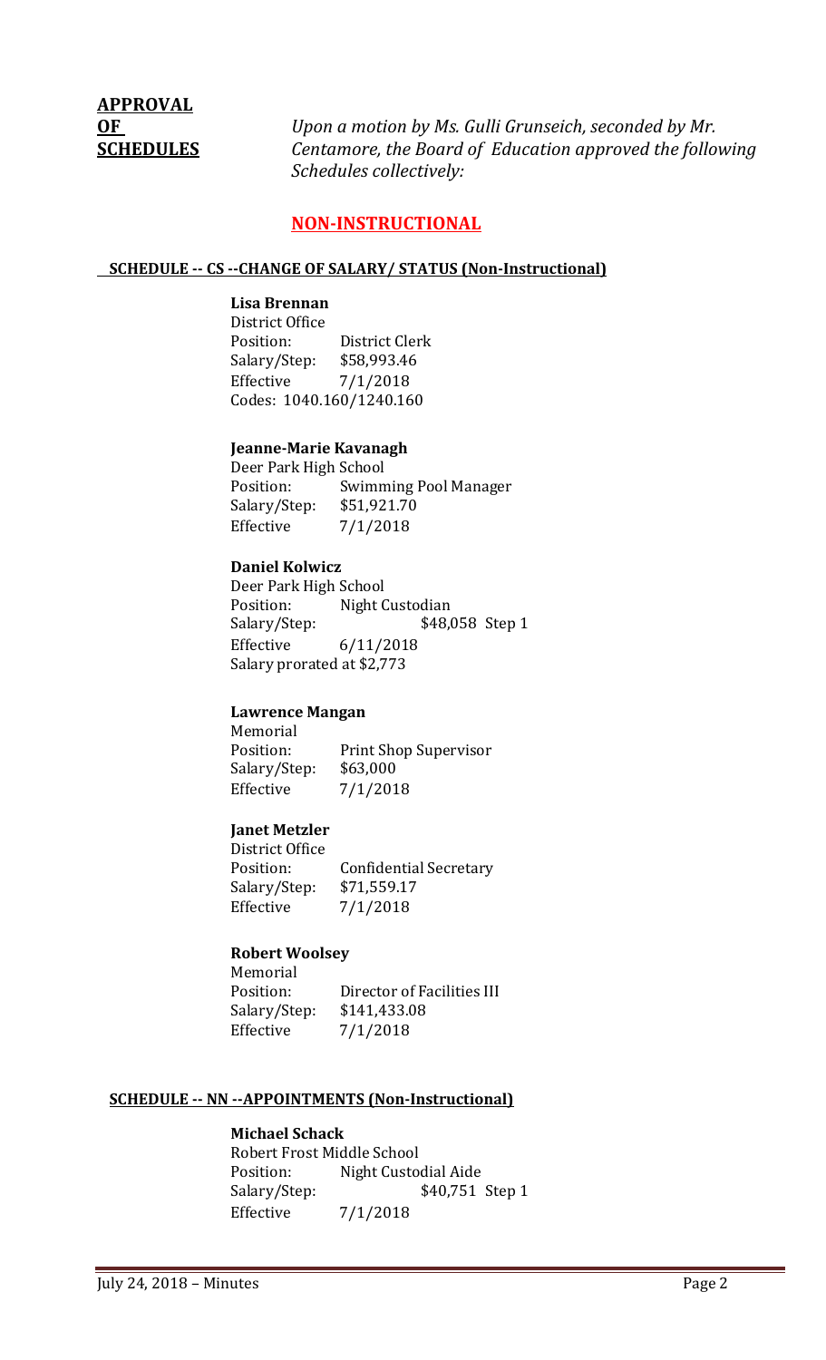**APPROVAL OF SCHEDULES**

*Upon a motion by Ms. Gulli Grunseich, seconded by Mr. Centamore, the Board of Education approved the following Schedules collectively:*

## NON-INSTRUCTIONAL

### SCHEDULE -- CS --CHANGE OF SALARY/ STATUS (Non-Instructional)

**Lisa Brennan**
District Office
Position: District Clerk
Salary/Step: $58,993.46
Effective 7/1/2018
Codes: 1040.160/1240.160

**Jeanne-Marie Kavanagh**
Deer Park High School
Position: Swimming Pool Manager
Salary/Step: $51,921.70
Effective 7/1/2018

**Daniel Kolwicz**
Deer Park High School
Position: Night Custodian
Salary/Step: $48,058 Step 1
Effective 6/11/2018
Salary prorated at $2,773

**Lawrence Mangan**
Memorial
Position: Print Shop Supervisor
Salary/Step: $63,000
Effective 7/1/2018

**Janet Metzler**
District Office
Position: Confidential Secretary
Salary/Step: $71,559.17
Effective 7/1/2018

**Robert Woolsey**
Memorial
Position: Director of Facilities III
Salary/Step: $141,433.08
Effective 7/1/2018

### SCHEDULE -- NN --APPOINTMENTS (Non-Instructional)

**Michael Schack**
Robert Frost Middle School
Position: Night Custodial Aide
Salary/Step: $40,751 Step 1
Effective 7/1/2018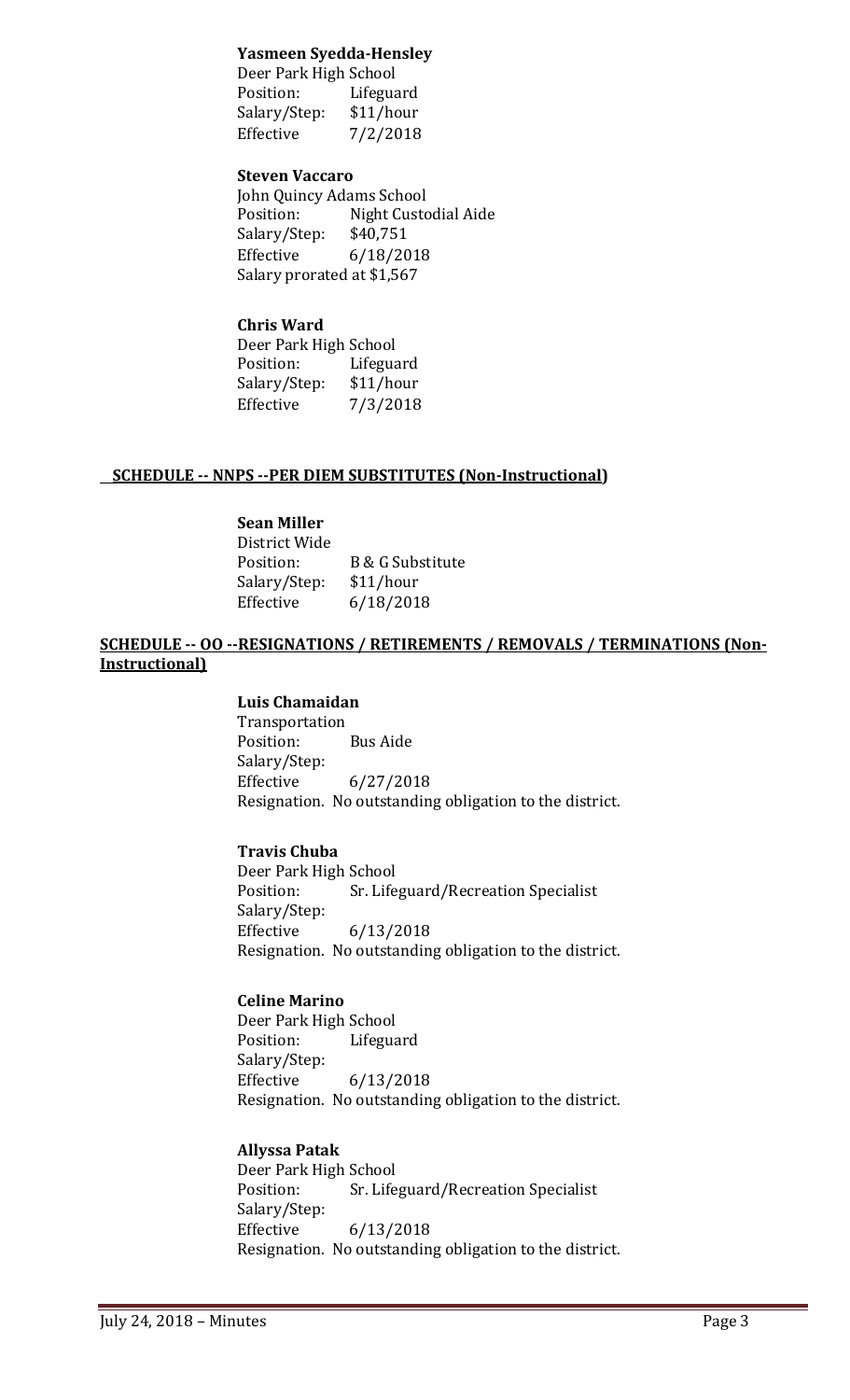**Yasmeen Syedda-Hensley**
Deer Park High School
Position: Lifeguard
Salary/Step: $11/hour
Effective 7/2/2018

**Steven Vaccaro**
John Quincy Adams School
Position: Night Custodial Aide
Salary/Step: $40,751
Effective 6/18/2018
Salary prorated at $1,567

**Chris Ward**
Deer Park High School
Position: Lifeguard
Salary/Step: $11/hour
Effective 7/3/2018

**SCHEDULE -- NNPS --PER DIEM SUBSTITUTES (Non-Instructional)**

**Sean Miller**
District Wide
Position: B & G Substitute
Salary/Step: $11/hour
Effective 6/18/2018

**SCHEDULE -- OO --RESIGNATIONS / RETIREMENTS / REMOVALS / TERMINATIONS (Non-Instructional)**

**Luis Chamaidan**
Transportation
Position: Bus Aide
Salary/Step:
Effective 6/27/2018
Resignation. No outstanding obligation to the district.

**Travis Chuba**
Deer Park High School
Position: Sr. Lifeguard/Recreation Specialist
Salary/Step:
Effective 6/13/2018
Resignation. No outstanding obligation to the district.

**Celine Marino**
Deer Park High School
Position: Lifeguard
Salary/Step:
Effective 6/13/2018
Resignation. No outstanding obligation to the district.

**Allyssa Patak**
Deer Park High School
Position: Sr. Lifeguard/Recreation Specialist
Salary/Step:
Effective 6/13/2018
Resignation. No outstanding obligation to the district.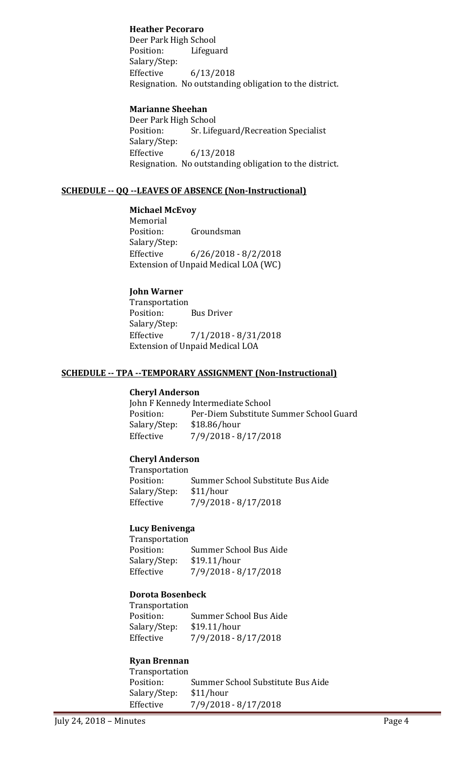**Heather Pecoraro**
Deer Park High School
Position: Lifeguard
Salary/Step:
Effective 6/13/2018
Resignation. No outstanding obligation to the district.

**Marianne Sheehan**
Deer Park High School
Position: Sr. Lifeguard/Recreation Specialist
Salary/Step:
Effective 6/13/2018
Resignation. No outstanding obligation to the district.

## SCHEDULE -- QQ --LEAVES OF ABSENCE (Non-Instructional)

**Michael McEvoy**
Memorial
Position: Groundsman
Salary/Step:
Effective 6/26/2018 - 8/2/2018
Extension of Unpaid Medical LOA (WC)

**John Warner**
Transportation
Position: Bus Driver
Salary/Step:
Effective 7/1/2018 - 8/31/2018
Extension of Unpaid Medical LOA

## SCHEDULE -- TPA --TEMPORARY ASSIGNMENT (Non-Instructional)

**Cheryl Anderson**
John F Kennedy Intermediate School
Position: Per-Diem Substitute Summer School Guard
Salary/Step: $18.86/hour
Effective 7/9/2018 - 8/17/2018

**Cheryl Anderson**
Transportation
Position: Summer School Substitute Bus Aide
Salary/Step: $11/hour
Effective 7/9/2018 - 8/17/2018

**Lucy Benivenga**
Transportation
Position: Summer School Bus Aide
Salary/Step: $19.11/hour
Effective 7/9/2018 - 8/17/2018

**Dorota Bosenbeck**
Transportation
Position: Summer School Bus Aide
Salary/Step: $19.11/hour
Effective 7/9/2018 - 8/17/2018

**Ryan Brennan**
Transportation
Position: Summer School Substitute Bus Aide
Salary/Step: $11/hour
Effective 7/9/2018 - 8/17/2018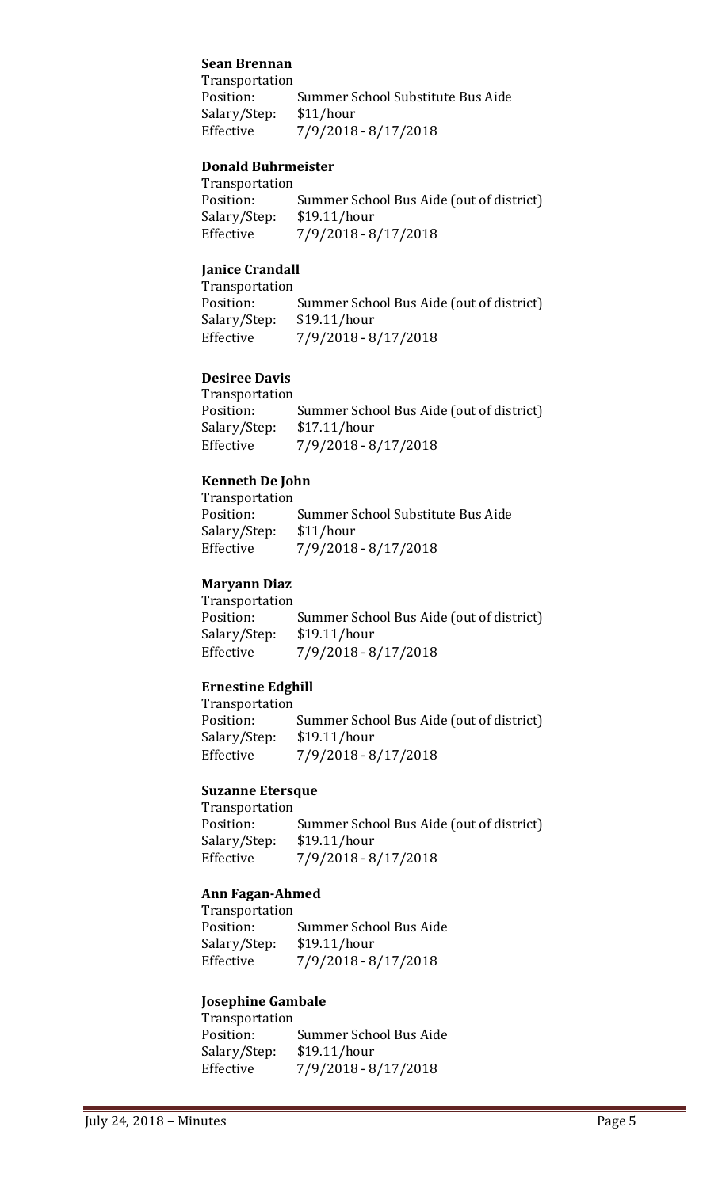**Sean Brennan**

Transportation
Position: Summer School Substitute Bus Aide
Salary/Step: $11/hour
Effective 7/9/2018 - 8/17/2018

**Donald Buhrmeister**

Transportation
Position: Summer School Bus Aide (out of district)
Salary/Step: $19.11/hour
Effective 7/9/2018 - 8/17/2018

**Janice Crandall**

Transportation
Position: Summer School Bus Aide (out of district)
Salary/Step: $19.11/hour
Effective 7/9/2018 - 8/17/2018

**Desiree Davis**

Transportation
Position: Summer School Bus Aide (out of district)
Salary/Step: $17.11/hour
Effective 7/9/2018 - 8/17/2018

**Kenneth De John**

Transportation
Position: Summer School Substitute Bus Aide
Salary/Step: $11/hour
Effective 7/9/2018 - 8/17/2018

**Maryann Diaz**

Transportation
Position: Summer School Bus Aide (out of district)
Salary/Step: $19.11/hour
Effective 7/9/2018 - 8/17/2018

**Ernestine Edghill**

Transportation
Position: Summer School Bus Aide (out of district)
Salary/Step: $19.11/hour
Effective 7/9/2018 - 8/17/2018

**Suzanne Etersque**

Transportation
Position: Summer School Bus Aide (out of district)
Salary/Step: $19.11/hour
Effective 7/9/2018 - 8/17/2018

**Ann Fagan-Ahmed**

Transportation
Position: Summer School Bus Aide
Salary/Step: $19.11/hour
Effective 7/9/2018 - 8/17/2018

**Josephine Gambale**

Transportation
Position: Summer School Bus Aide
Salary/Step: $19.11/hour
Effective 7/9/2018 - 8/17/2018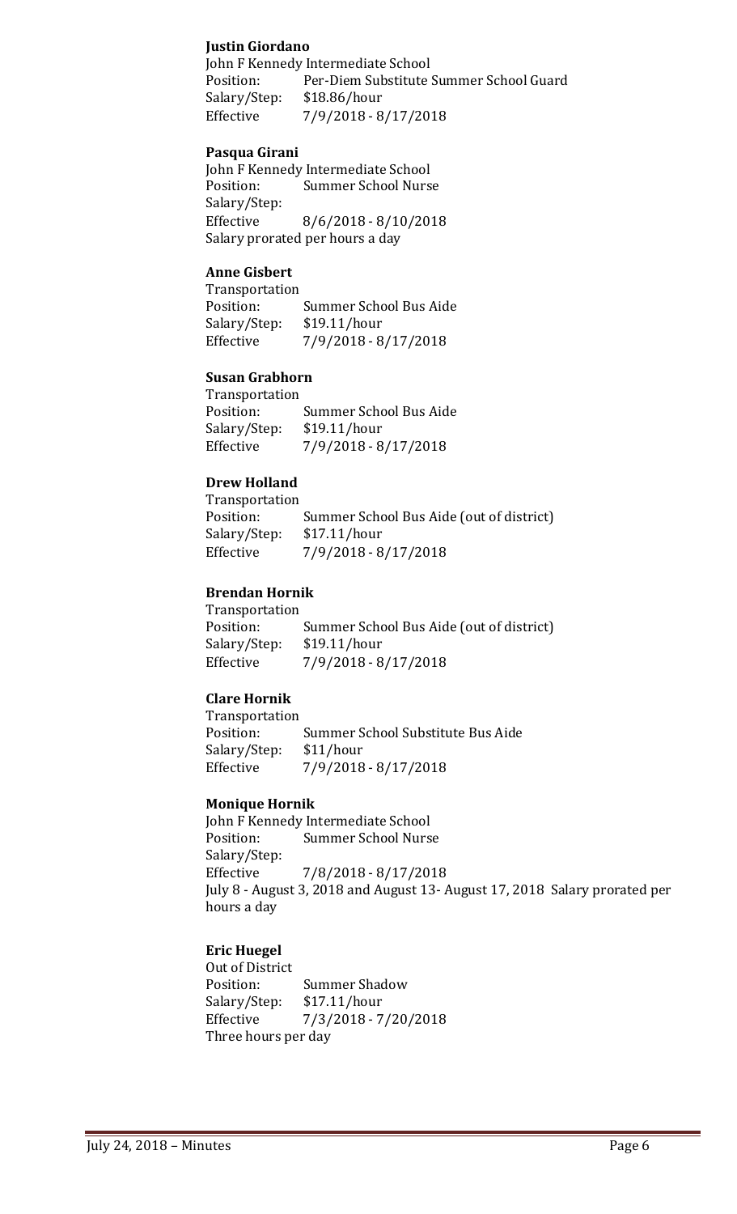**Justin Giordano**
John F Kennedy Intermediate School
Position: Per-Diem Substitute Summer School Guard
Salary/Step: $18.86/hour
Effective 7/9/2018 - 8/17/2018

**Pasqua Girani**
John F Kennedy Intermediate School
Position: Summer School Nurse
Salary/Step:
Effective 8/6/2018 - 8/10/2018
Salary prorated per hours a day

**Anne Gisbert**
Transportation
Position: Summer School Bus Aide
Salary/Step: $19.11/hour
Effective 7/9/2018 - 8/17/2018

**Susan Grabhorn**
Transportation
Position: Summer School Bus Aide
Salary/Step: $19.11/hour
Effective 7/9/2018 - 8/17/2018

**Drew Holland**
Transportation
Position: Summer School Bus Aide (out of district)
Salary/Step: $17.11/hour
Effective 7/9/2018 - 8/17/2018

**Brendan Hornik**
Transportation
Position: Summer School Bus Aide (out of district)
Salary/Step: $19.11/hour
Effective 7/9/2018 - 8/17/2018

**Clare Hornik**
Transportation
Position: Summer School Substitute Bus Aide
Salary/Step: $11/hour
Effective 7/9/2018 - 8/17/2018

**Monique Hornik**
John F Kennedy Intermediate School
Position: Summer School Nurse
Salary/Step:
Effective 7/8/2018 - 8/17/2018
July 8 - August 3, 2018 and August 13- August 17, 2018 Salary prorated per hours a day

**Eric Huegel**
Out of District
Position: Summer Shadow
Salary/Step: $17.11/hour
Effective 7/3/2018 - 7/20/2018
Three hours per day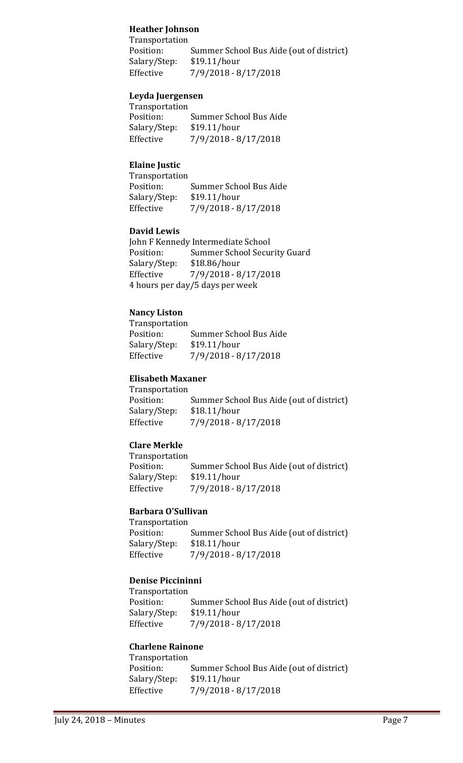**Heather Johnson**

Transportation
Position: Summer School Bus Aide (out of district)
Salary/Step: $19.11/hour
Effective 7/9/2018 - 8/17/2018

**Leyda Juergensen**

Transportation
Position: Summer School Bus Aide
Salary/Step: $19.11/hour
Effective 7/9/2018 - 8/17/2018

**Elaine Justic**

Transportation
Position: Summer School Bus Aide
Salary/Step: $19.11/hour
Effective 7/9/2018 - 8/17/2018

**David Lewis**

John F Kennedy Intermediate School
Position: Summer School Security Guard
Salary/Step: $18.86/hour
Effective 7/9/2018 - 8/17/2018
4 hours per day/5 days per week

**Nancy Liston**

Transportation
Position: Summer School Bus Aide
Salary/Step: $19.11/hour
Effective 7/9/2018 - 8/17/2018

**Elisabeth Maxaner**

Transportation
Position: Summer School Bus Aide (out of district)
Salary/Step: $18.11/hour
Effective 7/9/2018 - 8/17/2018

**Clare Merkle**

Transportation
Position: Summer School Bus Aide (out of district)
Salary/Step: $19.11/hour
Effective 7/9/2018 - 8/17/2018

**Barbara O'Sullivan**

Transportation
Position: Summer School Bus Aide (out of district)
Salary/Step: $18.11/hour
Effective 7/9/2018 - 8/17/2018

**Denise Piccininni**

Transportation
Position: Summer School Bus Aide (out of district)
Salary/Step: $19.11/hour
Effective 7/9/2018 - 8/17/2018

**Charlene Rainone**

Transportation
Position: Summer School Bus Aide (out of district)
Salary/Step: $19.11/hour
Effective 7/9/2018 - 8/17/2018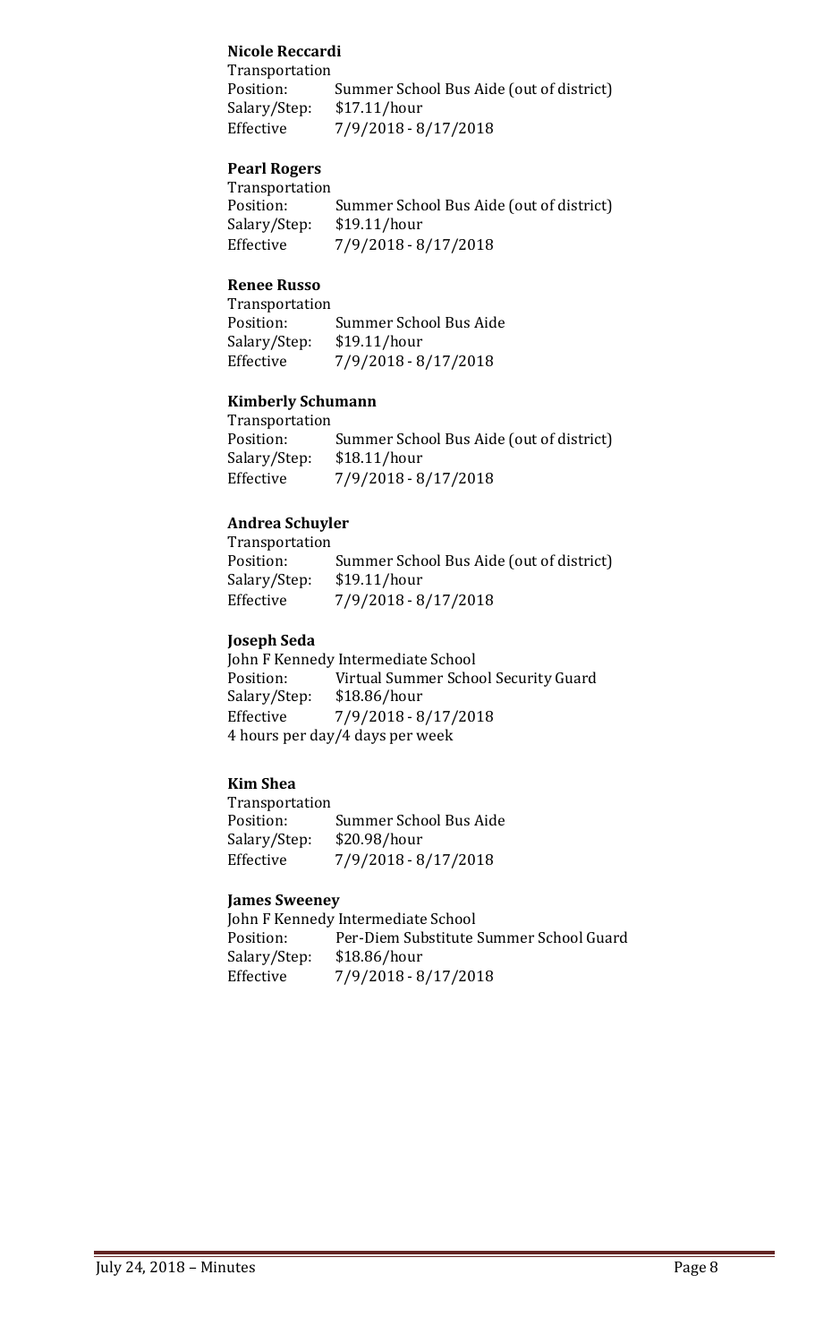**Nicole Reccardi**
Transportation
Position: Summer School Bus Aide (out of district)
Salary/Step: $17.11/hour
Effective 7/9/2018 - 8/17/2018

**Pearl Rogers**
Transportation
Position: Summer School Bus Aide (out of district)
Salary/Step: $19.11/hour
Effective 7/9/2018 - 8/17/2018

**Renee Russo**
Transportation
Position: Summer School Bus Aide
Salary/Step: $19.11/hour
Effective 7/9/2018 - 8/17/2018

**Kimberly Schumann**
Transportation
Position: Summer School Bus Aide (out of district)
Salary/Step: $18.11/hour
Effective 7/9/2018 - 8/17/2018

**Andrea Schuyler**
Transportation
Position: Summer School Bus Aide (out of district)
Salary/Step: $19.11/hour
Effective 7/9/2018 - 8/17/2018

**Joseph Seda**
John F Kennedy Intermediate School
Position: Virtual Summer School Security Guard
Salary/Step: $18.86/hour
Effective 7/9/2018 - 8/17/2018
4 hours per day/4 days per week

**Kim Shea**
Transportation
Position: Summer School Bus Aide
Salary/Step: $20.98/hour
Effective 7/9/2018 - 8/17/2018

**James Sweeney**
John F Kennedy Intermediate School
Position: Per-Diem Substitute Summer School Guard
Salary/Step: $18.86/hour
Effective 7/9/2018 - 8/17/2018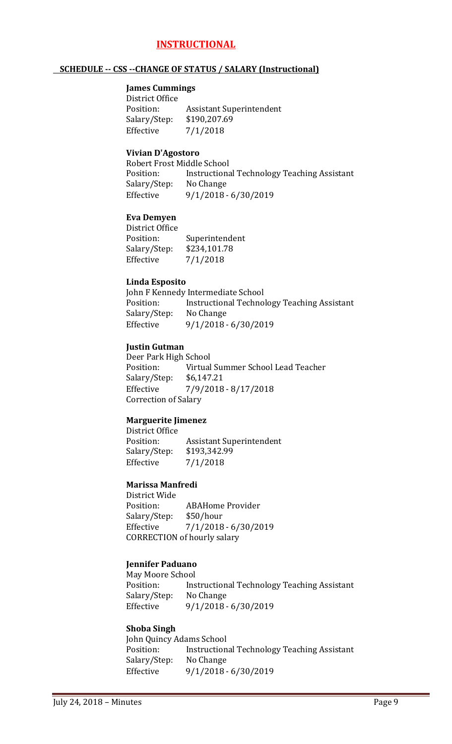## INSTRUCTIONAL

### SCHEDULE -- CSS --CHANGE OF STATUS / SALARY (Instructional)

**James Cummings**
District Office
Position: Assistant Superintendent
Salary/Step: $190,207.69
Effective 7/1/2018

**Vivian D'Agostoro**
Robert Frost Middle School
Position: Instructional Technology Teaching Assistant
Salary/Step: No Change
Effective 9/1/2018 - 6/30/2019

**Eva Demyen**
District Office
Position: Superintendent
Salary/Step: $234,101.78
Effective 7/1/2018

**Linda Esposito**
John F Kennedy Intermediate School
Position: Instructional Technology Teaching Assistant
Salary/Step: No Change
Effective 9/1/2018 - 6/30/2019

**Justin Gutman**
Deer Park High School
Position: Virtual Summer School Lead Teacher
Salary/Step: $6,147.21
Effective 7/9/2018 - 8/17/2018
Correction of Salary

**Marguerite Jimenez**
District Office
Position: Assistant Superintendent
Salary/Step: $193,342.99
Effective 7/1/2018

**Marissa Manfredi**
District Wide
Position: ABAHome Provider
Salary/Step: $50/hour
Effective 7/1/2018 - 6/30/2019
CORRECTION of hourly salary

**Jennifer Paduano**
May Moore School
Position: Instructional Technology Teaching Assistant
Salary/Step: No Change
Effective 9/1/2018 - 6/30/2019

**Shoba Singh**
John Quincy Adams School
Position: Instructional Technology Teaching Assistant
Salary/Step: No Change
Effective 9/1/2018 - 6/30/2019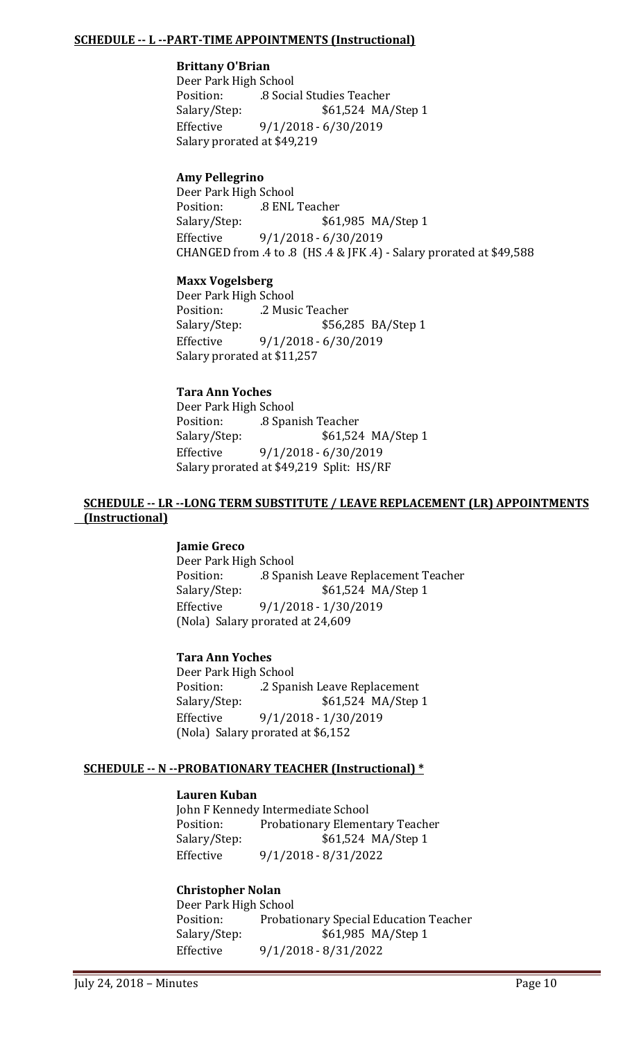**SCHEDULE -- L --PART-TIME APPOINTMENTS (Instructional)**

**Brittany O'Brian**
Deer Park High School
Position: .8 Social Studies Teacher
Salary/Step: $61,524 MA/Step 1
Effective 9/1/2018 - 6/30/2019
Salary prorated at $49,219

**Amy Pellegrino**
Deer Park High School
Position: .8 ENL Teacher
Salary/Step: $61,985 MA/Step 1
Effective 9/1/2018 - 6/30/2019
CHANGED from .4 to .8 (HS .4 & JFK .4) - Salary prorated at $49,588

**Maxx Vogelsberg**
Deer Park High School
Position: .2 Music Teacher
Salary/Step: $56,285 BA/Step 1
Effective 9/1/2018 - 6/30/2019
Salary prorated at $11,257

**Tara Ann Yoches**
Deer Park High School
Position: .8 Spanish Teacher
Salary/Step: $61,524 MA/Step 1
Effective 9/1/2018 - 6/30/2019
Salary prorated at $49,219 Split: HS/RF

**SCHEDULE -- LR --LONG TERM SUBSTITUTE / LEAVE REPLACEMENT (LR) APPOINTMENTS (Instructional)**

**Jamie Greco**
Deer Park High School
Position: .8 Spanish Leave Replacement Teacher
Salary/Step: $61,524 MA/Step 1
Effective 9/1/2018 - 1/30/2019
(Nola) Salary prorated at 24,609

**Tara Ann Yoches**
Deer Park High School
Position: .2 Spanish Leave Replacement
Salary/Step: $61,524 MA/Step 1
Effective 9/1/2018 - 1/30/2019
(Nola) Salary prorated at $6,152

**SCHEDULE -- N --PROBATIONARY TEACHER (Instructional) ***

**Lauren Kuban**
John F Kennedy Intermediate School
Position: Probationary Elementary Teacher
Salary/Step: $61,524 MA/Step 1
Effective 9/1/2018 - 8/31/2022

**Christopher Nolan**
Deer Park High School
Position: Probationary Special Education Teacher
Salary/Step: $61,985 MA/Step 1
Effective 9/1/2018 - 8/31/2022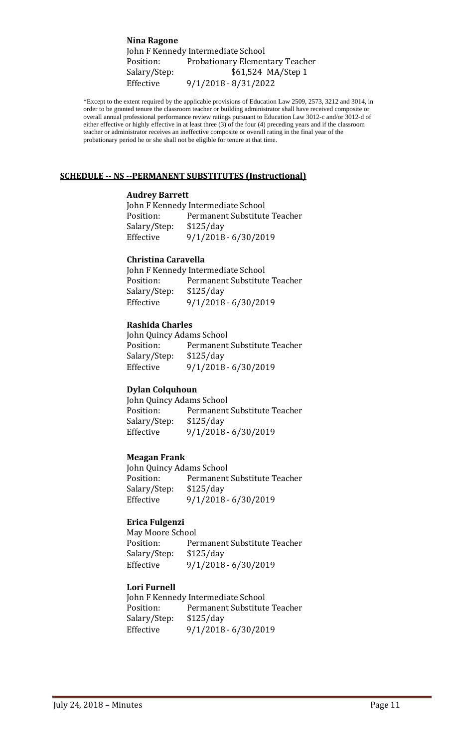**Nina Ragone**
John F Kennedy Intermediate School
Position: Probationary Elementary Teacher
Salary/Step: $61,524 MA/Step 1
Effective 9/1/2018 - 8/31/2022

*Except to the extent required by the applicable provisions of Education Law 2509, 2573, 3212 and 3014, in order to be granted tenure the classroom teacher or building administrator shall have received composite or overall annual professional performance review ratings pursuant to Education Law 3012-c and/or 3012-d of either effective or highly effective in at least three (3) of the four (4) preceding years and if the classroom teacher or administrator receives an ineffective composite or overall rating in the final year of the probationary period he or she shall not be eligible for tenure at that time.

## SCHEDULE -- NS --PERMANENT SUBSTITUTES (Instructional)

**Audrey Barrett**
John F Kennedy Intermediate School
Position: Permanent Substitute Teacher
Salary/Step: $125/day
Effective 9/1/2018 - 6/30/2019

**Christina Caravella**
John F Kennedy Intermediate School
Position: Permanent Substitute Teacher
Salary/Step: $125/day
Effective 9/1/2018 - 6/30/2019

**Rashida Charles**
John Quincy Adams School
Position: Permanent Substitute Teacher
Salary/Step: $125/day
Effective 9/1/2018 - 6/30/2019

**Dylan Colquhoun**
John Quincy Adams School
Position: Permanent Substitute Teacher
Salary/Step: $125/day
Effective 9/1/2018 - 6/30/2019

**Meagan Frank**
John Quincy Adams School
Position: Permanent Substitute Teacher
Salary/Step: $125/day
Effective 9/1/2018 - 6/30/2019

**Erica Fulgenzi**
May Moore School
Position: Permanent Substitute Teacher
Salary/Step: $125/day
Effective 9/1/2018 - 6/30/2019

**Lori Furnell**
John F Kennedy Intermediate School
Position: Permanent Substitute Teacher
Salary/Step: $125/day
Effective 9/1/2018 - 6/30/2019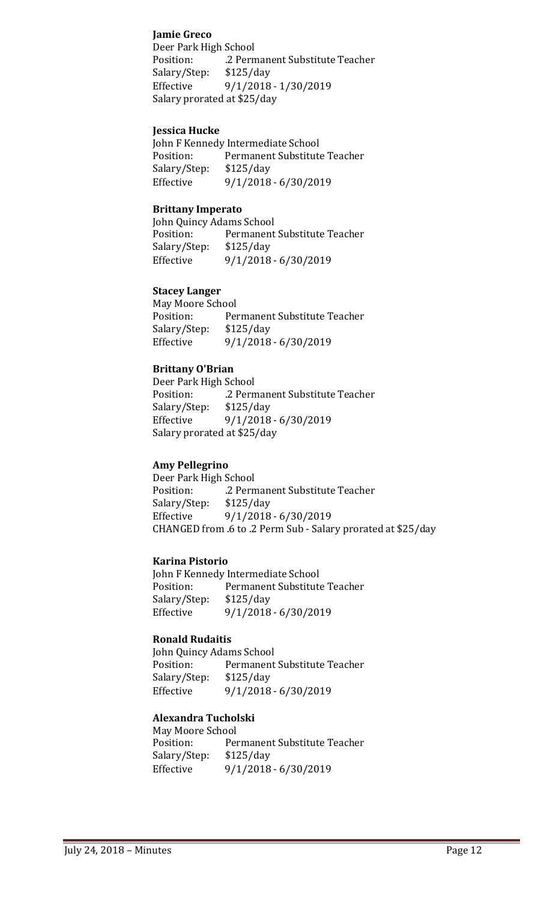**Jamie Greco**
Deer Park High School
Position: .2 Permanent Substitute Teacher
Salary/Step: $125/day
Effective 9/1/2018 - 1/30/2019
Salary prorated at $25/day

**Jessica Hucke**
John F Kennedy Intermediate School
Position: Permanent Substitute Teacher
Salary/Step: $125/day
Effective 9/1/2018 - 6/30/2019

**Brittany Imperato**
John Quincy Adams School
Position: Permanent Substitute Teacher
Salary/Step: $125/day
Effective 9/1/2018 - 6/30/2019

**Stacey Langer**
May Moore School
Position: Permanent Substitute Teacher
Salary/Step: $125/day
Effective 9/1/2018 - 6/30/2019

**Brittany O'Brian**
Deer Park High School
Position: .2 Permanent Substitute Teacher
Salary/Step: $125/day
Effective 9/1/2018 - 6/30/2019
Salary prorated at $25/day

**Amy Pellegrino**
Deer Park High School
Position: .2 Permanent Substitute Teacher
Salary/Step: $125/day
Effective 9/1/2018 - 6/30/2019
CHANGED from .6 to .2 Perm Sub - Salary prorated at $25/day

**Karina Pistorio**
John F Kennedy Intermediate School
Position: Permanent Substitute Teacher
Salary/Step: $125/day
Effective 9/1/2018 - 6/30/2019

**Ronald Rudaitis**
John Quincy Adams School
Position: Permanent Substitute Teacher
Salary/Step: $125/day
Effective 9/1/2018 - 6/30/2019

**Alexandra Tucholski**
May Moore School
Position: Permanent Substitute Teacher
Salary/Step: $125/day
Effective 9/1/2018 - 6/30/2019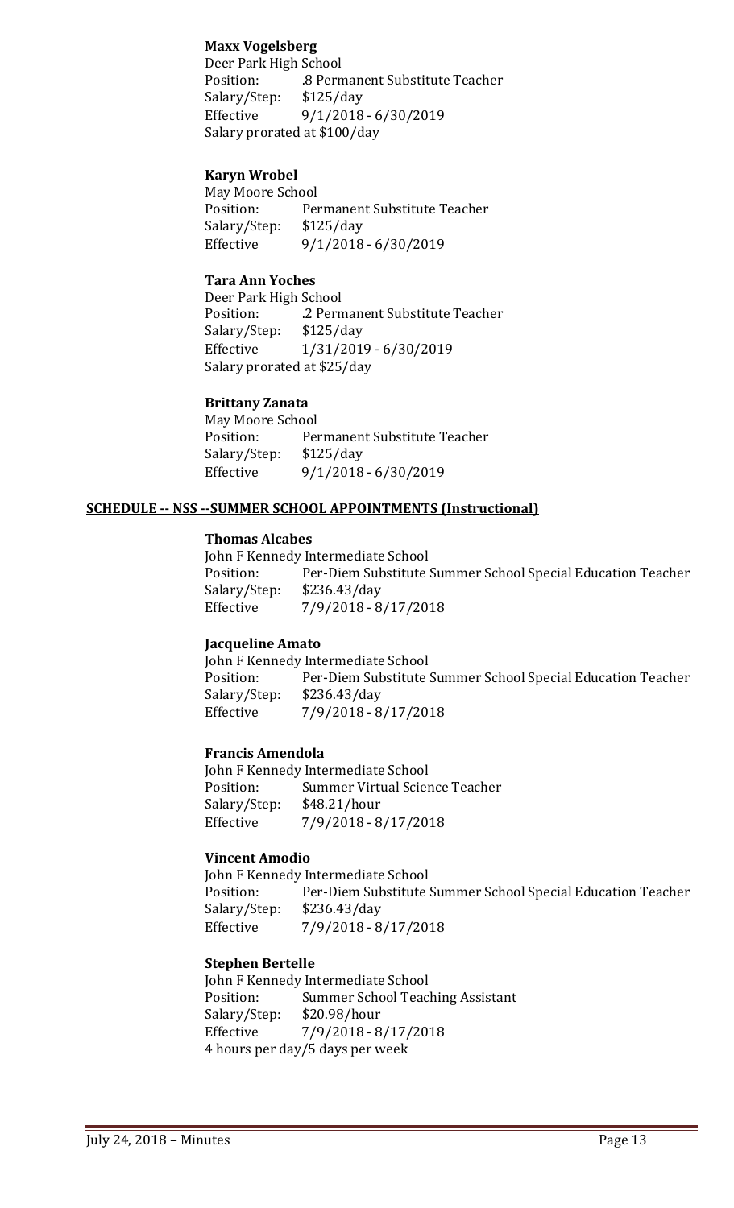**Maxx Vogelsberg**
Deer Park High School
Position: .8 Permanent Substitute Teacher
Salary/Step: $125/day
Effective 9/1/2018 - 6/30/2019
Salary prorated at $100/day

**Karyn Wrobel**
May Moore School
Position: Permanent Substitute Teacher
Salary/Step: $125/day
Effective 9/1/2018 - 6/30/2019

**Tara Ann Yoches**
Deer Park High School
Position: .2 Permanent Substitute Teacher
Salary/Step: $125/day
Effective 1/31/2019 - 6/30/2019
Salary prorated at $25/day

**Brittany Zanata**
May Moore School
Position: Permanent Substitute Teacher
Salary/Step: $125/day
Effective 9/1/2018 - 6/30/2019

**SCHEDULE -- NSS --SUMMER SCHOOL APPOINTMENTS (Instructional)**

**Thomas Alcabes**
John F Kennedy Intermediate School
Position: Per-Diem Substitute Summer School Special Education Teacher
Salary/Step: $236.43/day
Effective 7/9/2018 - 8/17/2018

**Jacqueline Amato**
John F Kennedy Intermediate School
Position: Per-Diem Substitute Summer School Special Education Teacher
Salary/Step: $236.43/day
Effective 7/9/2018 - 8/17/2018

**Francis Amendola**
John F Kennedy Intermediate School
Position: Summer Virtual Science Teacher
Salary/Step: $48.21/hour
Effective 7/9/2018 - 8/17/2018

**Vincent Amodio**
John F Kennedy Intermediate School
Position: Per-Diem Substitute Summer School Special Education Teacher
Salary/Step: $236.43/day
Effective 7/9/2018 - 8/17/2018

**Stephen Bertelle**
John F Kennedy Intermediate School
Position: Summer School Teaching Assistant
Salary/Step: $20.98/hour
Effective 7/9/2018 - 8/17/2018
4 hours per day/5 days per week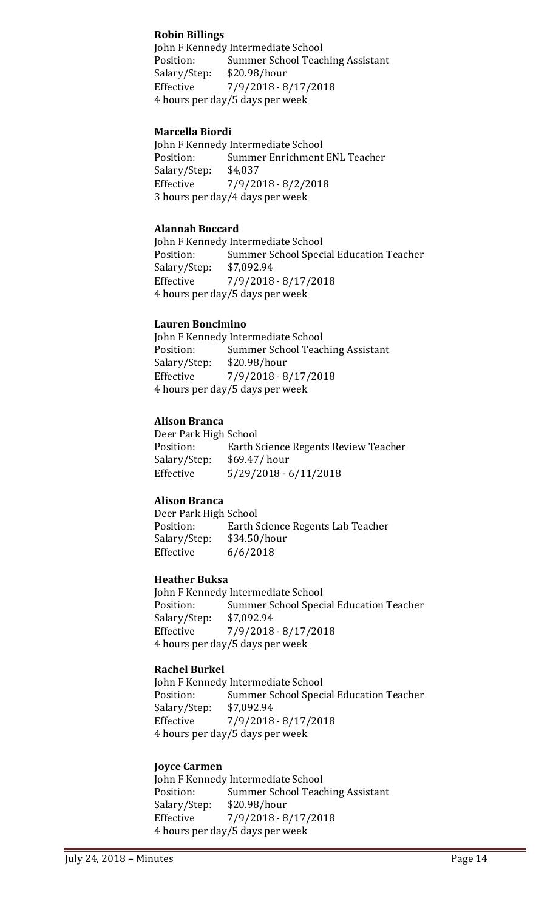**Robin Billings**
John F Kennedy Intermediate School
Position: Summer School Teaching Assistant
Salary/Step: $20.98/hour
Effective 7/9/2018 - 8/17/2018
4 hours per day/5 days per week

**Marcella Biordi**
John F Kennedy Intermediate School
Position: Summer Enrichment ENL Teacher
Salary/Step: $4,037
Effective 7/9/2018 - 8/2/2018
3 hours per day/4 days per week

**Alannah Boccard**
John F Kennedy Intermediate School
Position: Summer School Special Education Teacher
Salary/Step: $7,092.94
Effective 7/9/2018 - 8/17/2018
4 hours per day/5 days per week

**Lauren Boncimino**
John F Kennedy Intermediate School
Position: Summer School Teaching Assistant
Salary/Step: $20.98/hour
Effective 7/9/2018 - 8/17/2018
4 hours per day/5 days per week

**Alison Branca**
Deer Park High School
Position: Earth Science Regents Review Teacher
Salary/Step: $69.47/ hour
Effective 5/29/2018 - 6/11/2018

**Alison Branca**
Deer Park High School
Position: Earth Science Regents Lab Teacher
Salary/Step: $34.50/hour
Effective 6/6/2018

**Heather Buksa**
John F Kennedy Intermediate School
Position: Summer School Special Education Teacher
Salary/Step: $7,092.94
Effective 7/9/2018 - 8/17/2018
4 hours per day/5 days per week

**Rachel Burkel**
John F Kennedy Intermediate School
Position: Summer School Special Education Teacher
Salary/Step: $7,092.94
Effective 7/9/2018 - 8/17/2018
4 hours per day/5 days per week

**Joyce Carmen**
John F Kennedy Intermediate School
Position: Summer School Teaching Assistant
Salary/Step: $20.98/hour
Effective 7/9/2018 - 8/17/2018
4 hours per day/5 days per week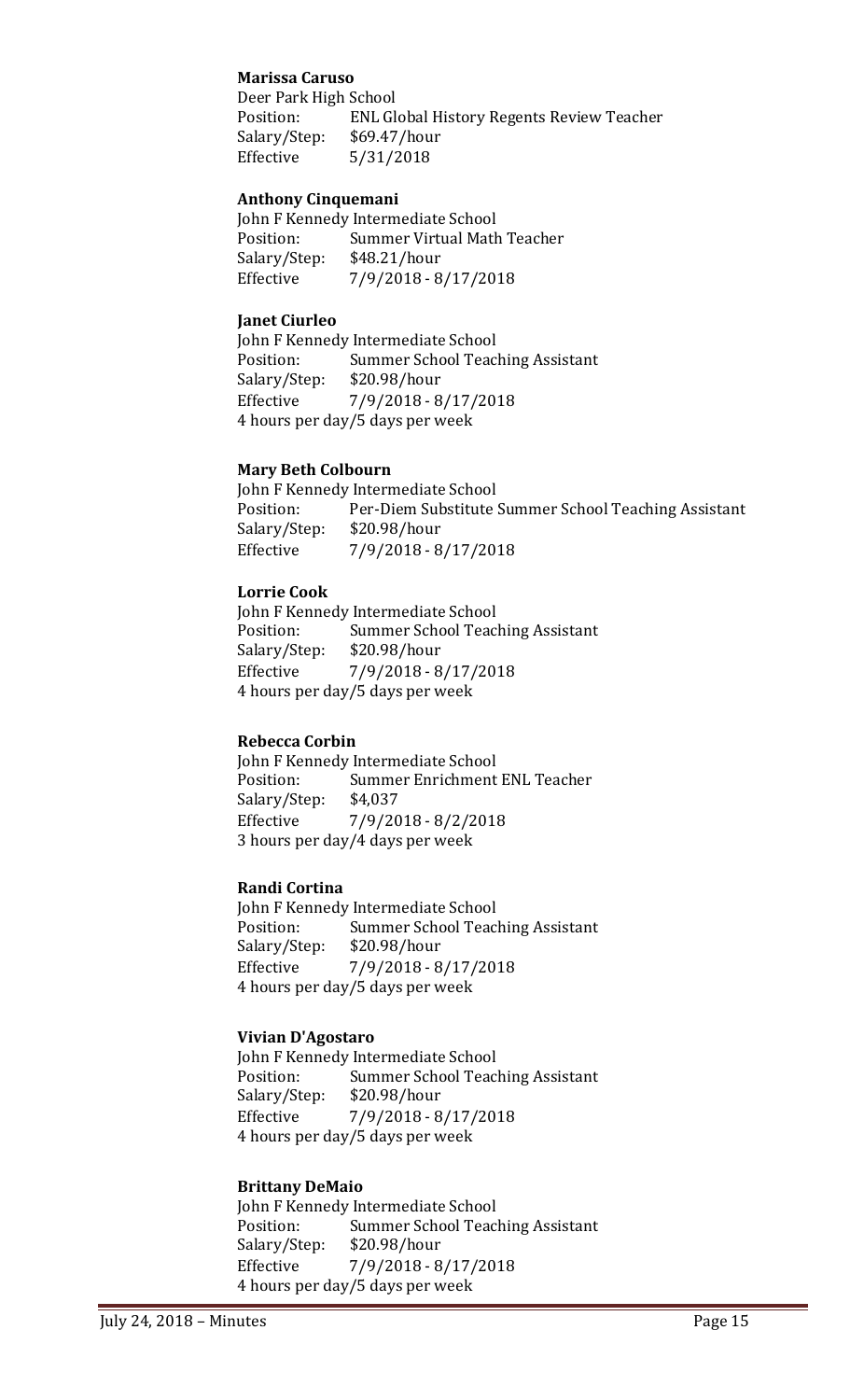**Marissa Caruso**
Deer Park High School
Position: ENL Global History Regents Review Teacher
Salary/Step: $69.47/hour
Effective 5/31/2018

**Anthony Cinquemani**
John F Kennedy Intermediate School
Position: Summer Virtual Math Teacher
Salary/Step: $48.21/hour
Effective 7/9/2018 - 8/17/2018

**Janet Ciurleo**
John F Kennedy Intermediate School
Position: Summer School Teaching Assistant
Salary/Step: $20.98/hour
Effective 7/9/2018 - 8/17/2018
4 hours per day/5 days per week

**Mary Beth Colbourn**
John F Kennedy Intermediate School
Position: Per-Diem Substitute Summer School Teaching Assistant
Salary/Step: $20.98/hour
Effective 7/9/2018 - 8/17/2018

**Lorrie Cook**
John F Kennedy Intermediate School
Position: Summer School Teaching Assistant
Salary/Step: $20.98/hour
Effective 7/9/2018 - 8/17/2018
4 hours per day/5 days per week

**Rebecca Corbin**
John F Kennedy Intermediate School
Position: Summer Enrichment ENL Teacher
Salary/Step: $4,037
Effective 7/9/2018 - 8/2/2018
3 hours per day/4 days per week

**Randi Cortina**
John F Kennedy Intermediate School
Position: Summer School Teaching Assistant
Salary/Step: $20.98/hour
Effective 7/9/2018 - 8/17/2018
4 hours per day/5 days per week

**Vivian D'Agostaro**
John F Kennedy Intermediate School
Position: Summer School Teaching Assistant
Salary/Step: $20.98/hour
Effective 7/9/2018 - 8/17/2018
4 hours per day/5 days per week

**Brittany DeMaio**
John F Kennedy Intermediate School
Position: Summer School Teaching Assistant
Salary/Step: $20.98/hour
Effective 7/9/2018 - 8/17/2018
4 hours per day/5 days per week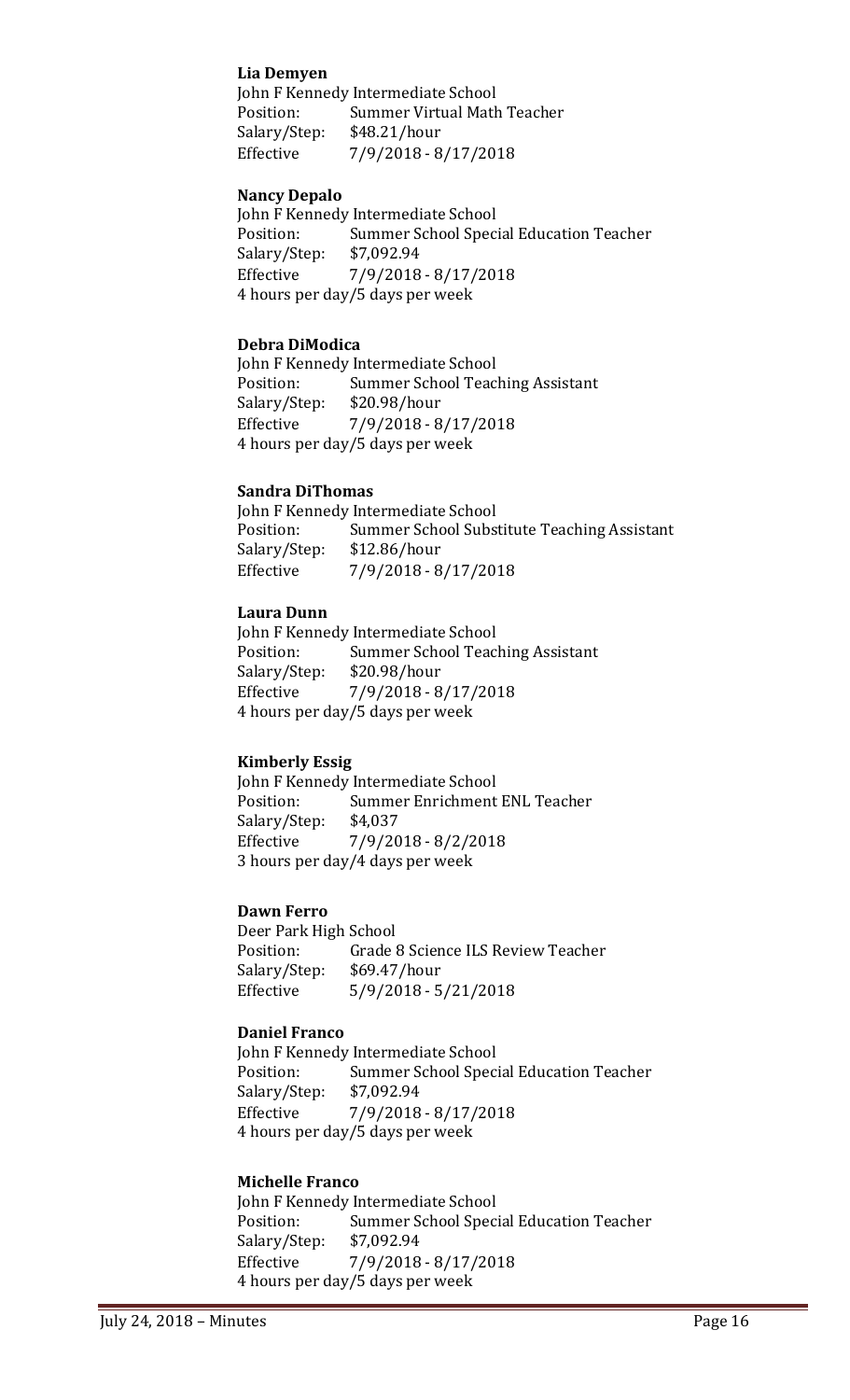**Lia Demyen**
John F Kennedy Intermediate School
Position: Summer Virtual Math Teacher
Salary/Step: $48.21/hour
Effective 7/9/2018 - 8/17/2018

**Nancy Depalo**
John F Kennedy Intermediate School
Position: Summer School Special Education Teacher
Salary/Step: $7,092.94
Effective 7/9/2018 - 8/17/2018
4 hours per day/5 days per week

**Debra DiModica**
John F Kennedy Intermediate School
Position: Summer School Teaching Assistant
Salary/Step: $20.98/hour
Effective 7/9/2018 - 8/17/2018
4 hours per day/5 days per week

**Sandra DiThomas**
John F Kennedy Intermediate School
Position: Summer School Substitute Teaching Assistant
Salary/Step: $12.86/hour
Effective 7/9/2018 - 8/17/2018

**Laura Dunn**
John F Kennedy Intermediate School
Position: Summer School Teaching Assistant
Salary/Step: $20.98/hour
Effective 7/9/2018 - 8/17/2018
4 hours per day/5 days per week

**Kimberly Essig**
John F Kennedy Intermediate School
Position: Summer Enrichment ENL Teacher
Salary/Step: $4,037
Effective 7/9/2018 - 8/2/2018
3 hours per day/4 days per week

**Dawn Ferro**
Deer Park High School
Position: Grade 8 Science ILS Review Teacher
Salary/Step: $69.47/hour
Effective 5/9/2018 - 5/21/2018

**Daniel Franco**
John F Kennedy Intermediate School
Position: Summer School Special Education Teacher
Salary/Step: $7,092.94
Effective 7/9/2018 - 8/17/2018
4 hours per day/5 days per week

**Michelle Franco**
John F Kennedy Intermediate School
Position: Summer School Special Education Teacher
Salary/Step: $7,092.94
Effective 7/9/2018 - 8/17/2018
4 hours per day/5 days per week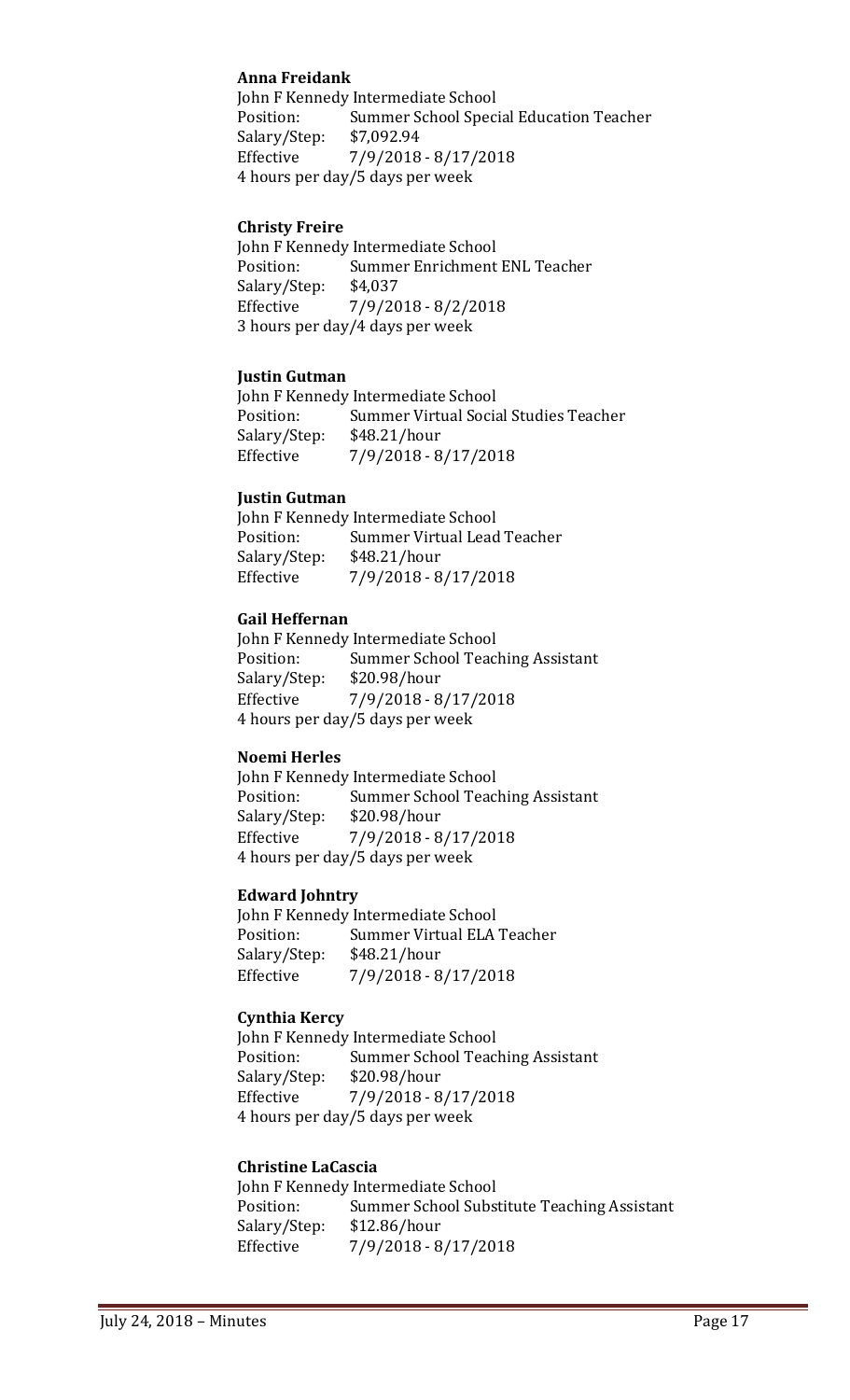**Anna Freidank**
John F Kennedy Intermediate School
Position: Summer School Special Education Teacher
Salary/Step: $7,092.94
Effective 7/9/2018 - 8/17/2018
4 hours per day/5 days per week

**Christy Freire**
John F Kennedy Intermediate School
Position: Summer Enrichment ENL Teacher
Salary/Step: $4,037
Effective 7/9/2018 - 8/2/2018
3 hours per day/4 days per week

**Justin Gutman**
John F Kennedy Intermediate School
Position: Summer Virtual Social Studies Teacher
Salary/Step: $48.21/hour
Effective 7/9/2018 - 8/17/2018

**Justin Gutman**
John F Kennedy Intermediate School
Position: Summer Virtual Lead Teacher
Salary/Step: $48.21/hour
Effective 7/9/2018 - 8/17/2018

**Gail Heffernan**
John F Kennedy Intermediate School
Position: Summer School Teaching Assistant
Salary/Step: $20.98/hour
Effective 7/9/2018 - 8/17/2018
4 hours per day/5 days per week

**Noemi Herles**
John F Kennedy Intermediate School
Position: Summer School Teaching Assistant
Salary/Step: $20.98/hour
Effective 7/9/2018 - 8/17/2018
4 hours per day/5 days per week

**Edward Johntry**
John F Kennedy Intermediate School
Position: Summer Virtual ELA Teacher
Salary/Step: $48.21/hour
Effective 7/9/2018 - 8/17/2018

**Cynthia Kercy**
John F Kennedy Intermediate School
Position: Summer School Teaching Assistant
Salary/Step: $20.98/hour
Effective 7/9/2018 - 8/17/2018
4 hours per day/5 days per week

**Christine LaCascia**
John F Kennedy Intermediate School
Position: Summer School Substitute Teaching Assistant
Salary/Step: $12.86/hour
Effective 7/9/2018 - 8/17/2018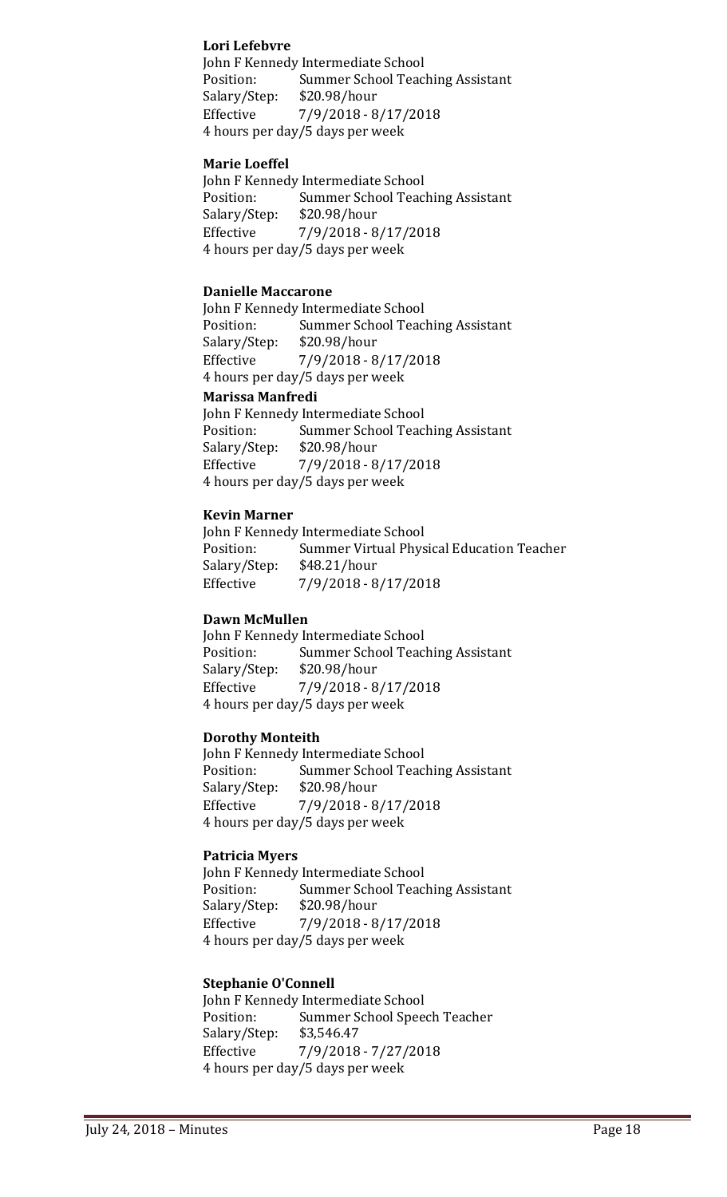**Lori Lefebvre**
John F Kennedy Intermediate School
Position: Summer School Teaching Assistant
Salary/Step: $20.98/hour
Effective 7/9/2018 - 8/17/2018
4 hours per day/5 days per week

**Marie Loeffel**
John F Kennedy Intermediate School
Position: Summer School Teaching Assistant
Salary/Step: $20.98/hour
Effective 7/9/2018 - 8/17/2018
4 hours per day/5 days per week

**Danielle Maccarone**
John F Kennedy Intermediate School
Position: Summer School Teaching Assistant
Salary/Step: $20.98/hour
Effective 7/9/2018 - 8/17/2018
4 hours per day/5 days per week

**Marissa Manfredi**
John F Kennedy Intermediate School
Position: Summer School Teaching Assistant
Salary/Step: $20.98/hour
Effective 7/9/2018 - 8/17/2018
4 hours per day/5 days per week

**Kevin Marner**
John F Kennedy Intermediate School
Position: Summer Virtual Physical Education Teacher
Salary/Step: $48.21/hour
Effective 7/9/2018 - 8/17/2018

**Dawn McMullen**
John F Kennedy Intermediate School
Position: Summer School Teaching Assistant
Salary/Step: $20.98/hour
Effective 7/9/2018 - 8/17/2018
4 hours per day/5 days per week

**Dorothy Monteith**
John F Kennedy Intermediate School
Position: Summer School Teaching Assistant
Salary/Step: $20.98/hour
Effective 7/9/2018 - 8/17/2018
4 hours per day/5 days per week

**Patricia Myers**
John F Kennedy Intermediate School
Position: Summer School Teaching Assistant
Salary/Step: $20.98/hour
Effective 7/9/2018 - 8/17/2018
4 hours per day/5 days per week

**Stephanie O'Connell**
John F Kennedy Intermediate School
Position: Summer School Speech Teacher
Salary/Step: $3,546.47
Effective 7/9/2018 - 7/27/2018
4 hours per day/5 days per week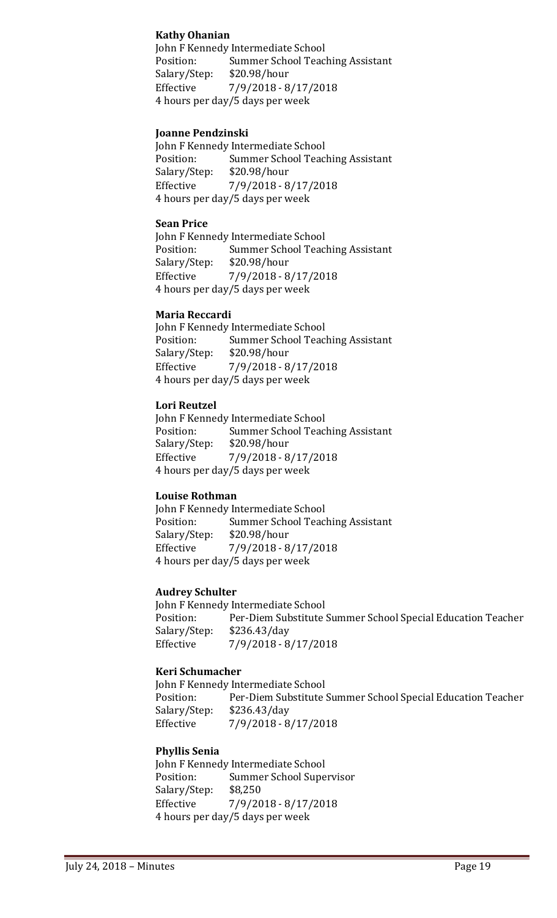**Kathy Ohanian**
John F Kennedy Intermediate School
Position: Summer School Teaching Assistant
Salary/Step: $20.98/hour
Effective 7/9/2018 - 8/17/2018
4 hours per day/5 days per week

**Joanne Pendzinski**
John F Kennedy Intermediate School
Position: Summer School Teaching Assistant
Salary/Step: $20.98/hour
Effective 7/9/2018 - 8/17/2018
4 hours per day/5 days per week

**Sean Price**
John F Kennedy Intermediate School
Position: Summer School Teaching Assistant
Salary/Step: $20.98/hour
Effective 7/9/2018 - 8/17/2018
4 hours per day/5 days per week

**Maria Reccardi**
John F Kennedy Intermediate School
Position: Summer School Teaching Assistant
Salary/Step: $20.98/hour
Effective 7/9/2018 - 8/17/2018
4 hours per day/5 days per week

**Lori Reutzel**
John F Kennedy Intermediate School
Position: Summer School Teaching Assistant
Salary/Step: $20.98/hour
Effective 7/9/2018 - 8/17/2018
4 hours per day/5 days per week

**Louise Rothman**
John F Kennedy Intermediate School
Position: Summer School Teaching Assistant
Salary/Step: $20.98/hour
Effective 7/9/2018 - 8/17/2018
4 hours per day/5 days per week

**Audrey Schulter**
John F Kennedy Intermediate School
Position: Per-Diem Substitute Summer School Special Education Teacher
Salary/Step: $236.43/day
Effective 7/9/2018 - 8/17/2018

**Keri Schumacher**
John F Kennedy Intermediate School
Position: Per-Diem Substitute Summer School Special Education Teacher
Salary/Step: $236.43/day
Effective 7/9/2018 - 8/17/2018

**Phyllis Senia**
John F Kennedy Intermediate School
Position: Summer School Supervisor
Salary/Step: $8,250
Effective 7/9/2018 - 8/17/2018
4 hours per day/5 days per week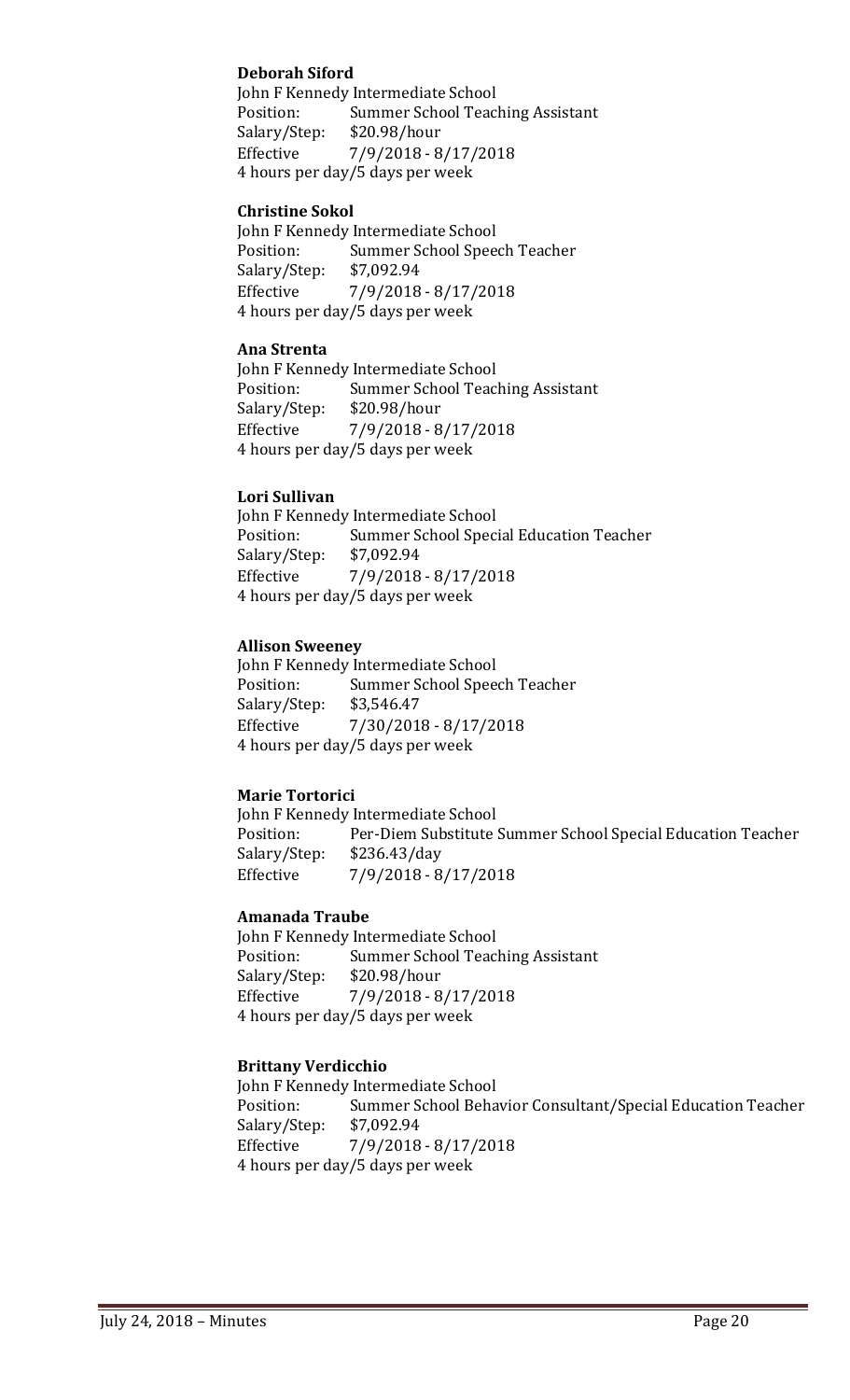**Deborah Siford**
John F Kennedy Intermediate School
Position: Summer School Teaching Assistant
Salary/Step: $20.98/hour
Effective 7/9/2018 - 8/17/2018
4 hours per day/5 days per week

**Christine Sokol**
John F Kennedy Intermediate School
Position: Summer School Speech Teacher
Salary/Step: $7,092.94
Effective 7/9/2018 - 8/17/2018
4 hours per day/5 days per week

**Ana Strenta**
John F Kennedy Intermediate School
Position: Summer School Teaching Assistant
Salary/Step: $20.98/hour
Effective 7/9/2018 - 8/17/2018
4 hours per day/5 days per week

**Lori Sullivan**
John F Kennedy Intermediate School
Position: Summer School Special Education Teacher
Salary/Step: $7,092.94
Effective 7/9/2018 - 8/17/2018
4 hours per day/5 days per week

**Allison Sweeney**
John F Kennedy Intermediate School
Position: Summer School Speech Teacher
Salary/Step: $3,546.47
Effective 7/30/2018 - 8/17/2018
4 hours per day/5 days per week

**Marie Tortorici**
John F Kennedy Intermediate School
Position: Per-Diem Substitute Summer School Special Education Teacher
Salary/Step: $236.43/day
Effective 7/9/2018 - 8/17/2018

**Amanada Traube**
John F Kennedy Intermediate School
Position: Summer School Teaching Assistant
Salary/Step: $20.98/hour
Effective 7/9/2018 - 8/17/2018
4 hours per day/5 days per week

**Brittany Verdicchio**
John F Kennedy Intermediate School
Position: Summer School Behavior Consultant/Special Education Teacher
Salary/Step: $7,092.94
Effective 7/9/2018 - 8/17/2018
4 hours per day/5 days per week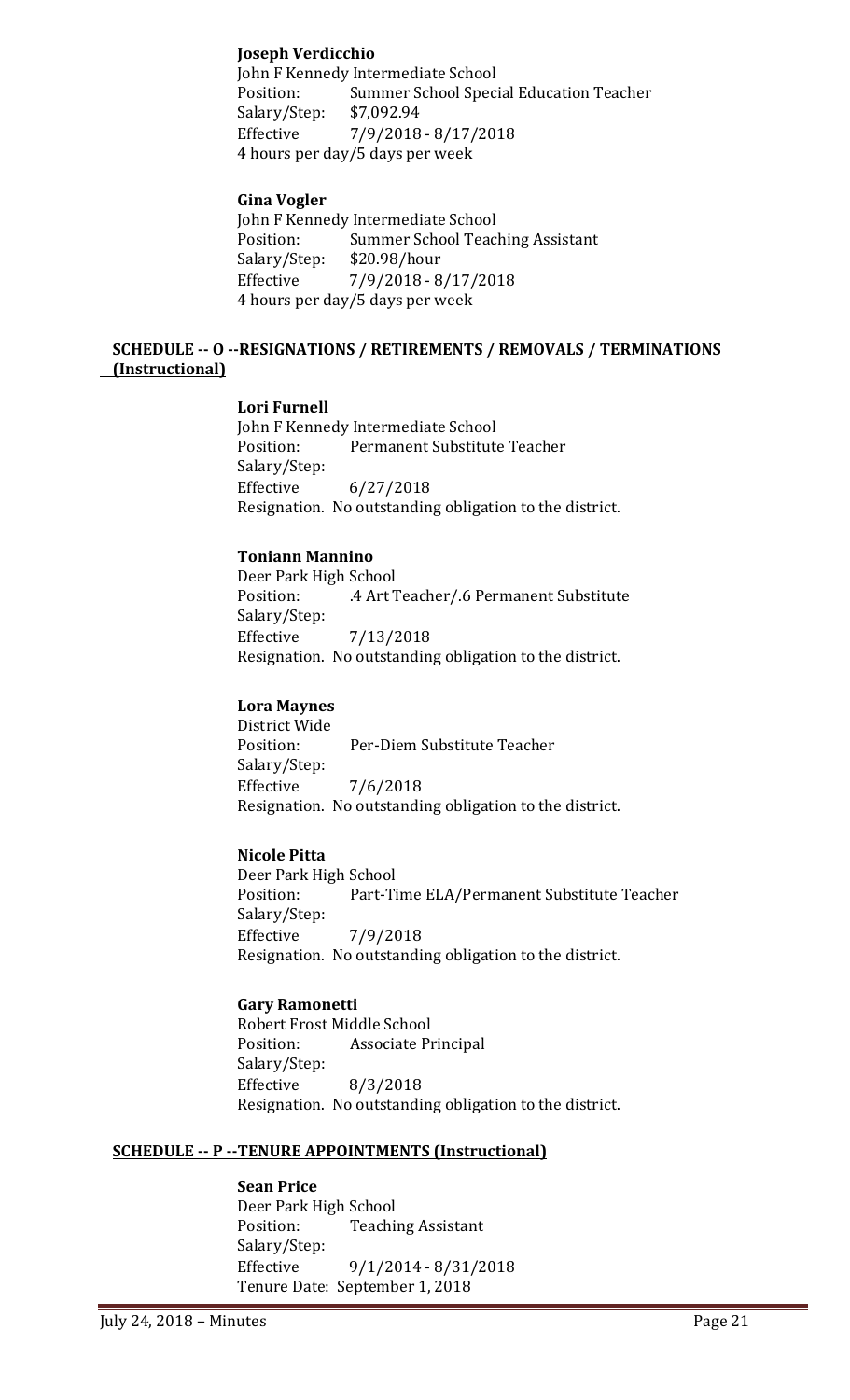**Joseph Verdicchio**

John F Kennedy Intermediate School
Position: Summer School Special Education Teacher
Salary/Step: $7,092.94
Effective 7/9/2018 - 8/17/2018
4 hours per day/5 days per week

**Gina Vogler**

John F Kennedy Intermediate School
Position: Summer School Teaching Assistant
Salary/Step: $20.98/hour
Effective 7/9/2018 - 8/17/2018
4 hours per day/5 days per week

## SCHEDULE -- O --RESIGNATIONS / RETIREMENTS / REMOVALS / TERMINATIONS (Instructional)

**Lori Furnell**

John F Kennedy Intermediate School
Position: Permanent Substitute Teacher
Salary/Step:
Effective 6/27/2018
Resignation. No outstanding obligation to the district.

**Toniann Mannino**

Deer Park High School
Position: .4 Art Teacher/.6 Permanent Substitute
Salary/Step:
Effective 7/13/2018
Resignation. No outstanding obligation to the district.

**Lora Maynes**

District Wide
Position: Per-Diem Substitute Teacher
Salary/Step:
Effective 7/6/2018
Resignation. No outstanding obligation to the district.

**Nicole Pitta**

Deer Park High School
Position: Part-Time ELA/Permanent Substitute Teacher
Salary/Step:
Effective 7/9/2018
Resignation. No outstanding obligation to the district.

**Gary Ramonetti**

Robert Frost Middle School
Position: Associate Principal
Salary/Step:
Effective 8/3/2018
Resignation. No outstanding obligation to the district.

## SCHEDULE -- P --TENURE APPOINTMENTS (Instructional)

**Sean Price**

Deer Park High School
Position: Teaching Assistant
Salary/Step:
Effective 9/1/2014 - 8/31/2018
Tenure Date: September 1, 2018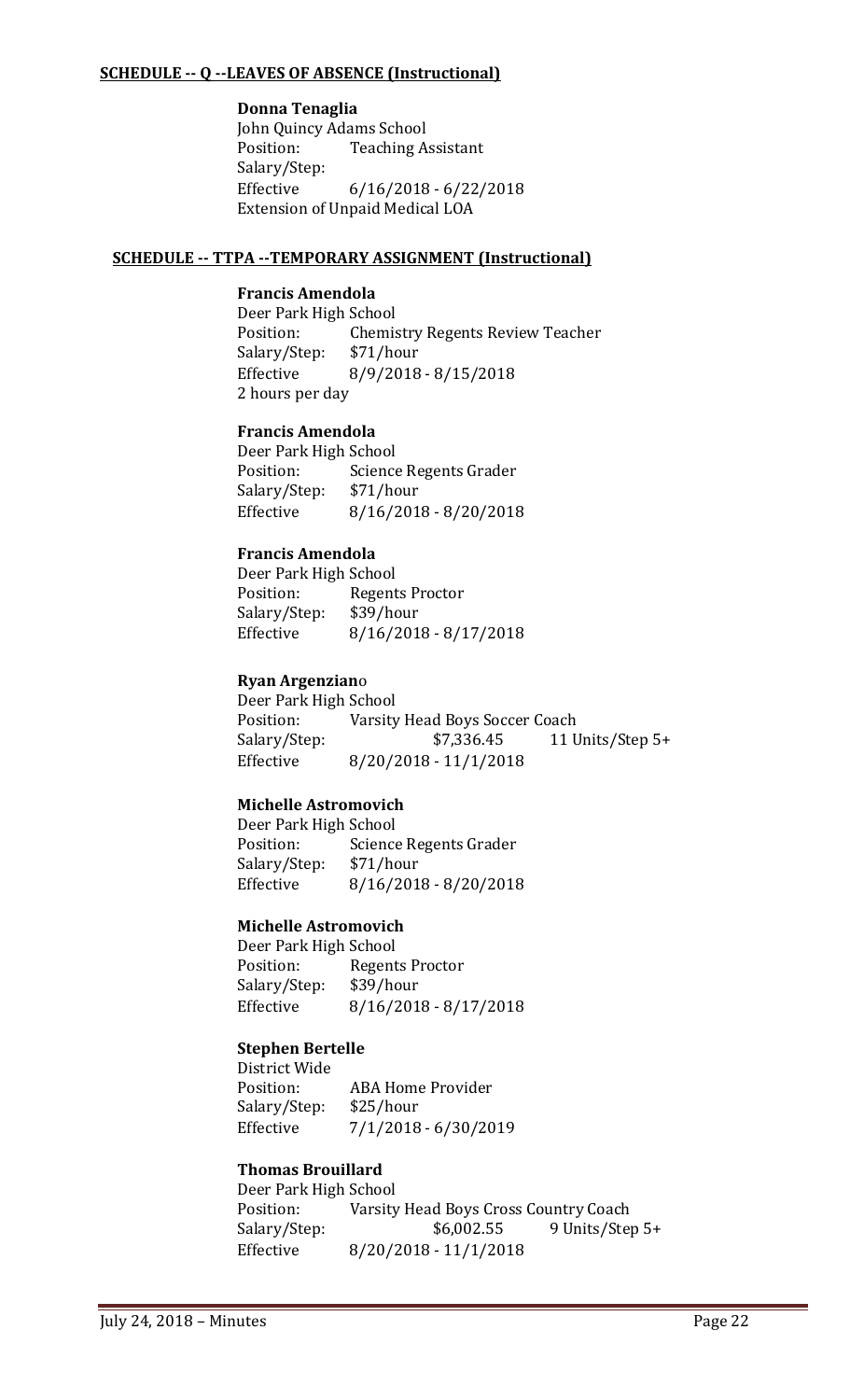**SCHEDULE -- Q --LEAVES OF ABSENCE (Instructional)**

**Donna Tenaglia**
John Quincy Adams School
Position: Teaching Assistant
Salary/Step:
Effective 6/16/2018 - 6/22/2018
Extension of Unpaid Medical LOA

**SCHEDULE -- TTPA --TEMPORARY ASSIGNMENT (Instructional)**

**Francis Amendola**
Deer Park High School
Position: Chemistry Regents Review Teacher
Salary/Step: $71/hour
Effective 8/9/2018 - 8/15/2018
2 hours per day

**Francis Amendola**
Deer Park High School
Position: Science Regents Grader
Salary/Step: $71/hour
Effective 8/16/2018 - 8/20/2018

**Francis Amendola**
Deer Park High School
Position: Regents Proctor
Salary/Step: $39/hour
Effective 8/16/2018 - 8/17/2018

**Ryan Argenziano**
Deer Park High School
Position: Varsity Head Boys Soccer Coach
Salary/Step: $7,336.45 11 Units/Step 5+
Effective 8/20/2018 - 11/1/2018

**Michelle Astromovich**
Deer Park High School
Position: Science Regents Grader
Salary/Step: $71/hour
Effective 8/16/2018 - 8/20/2018

**Michelle Astromovich**
Deer Park High School
Position: Regents Proctor
Salary/Step: $39/hour
Effective 8/16/2018 - 8/17/2018

**Stephen Bertelle**
District Wide
Position: ABA Home Provider
Salary/Step: $25/hour
Effective 7/1/2018 - 6/30/2019

**Thomas Brouillard**
Deer Park High School
Position: Varsity Head Boys Cross Country Coach
Salary/Step: $6,002.55 9 Units/Step 5+
Effective 8/20/2018 - 11/1/2018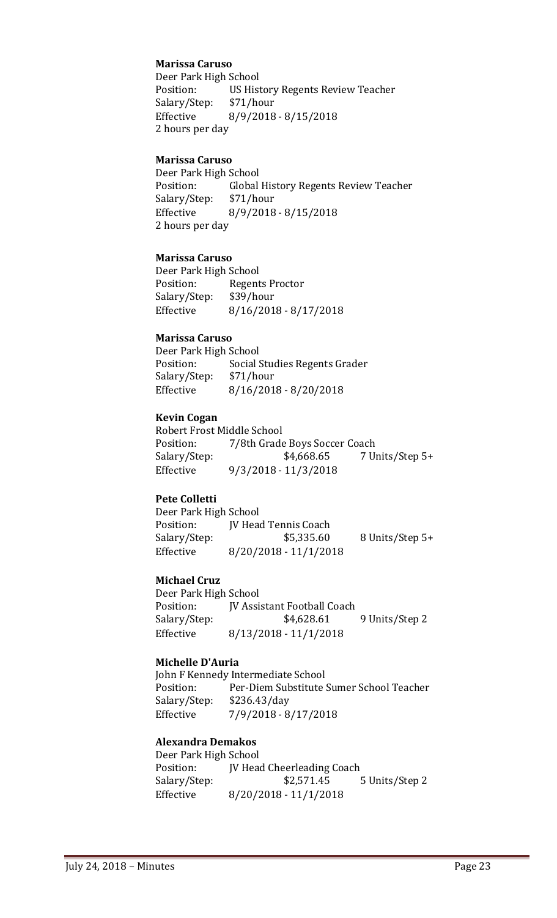**Marissa Caruso**
Deer Park High School
Position: US History Regents Review Teacher
Salary/Step: $71/hour
Effective 8/9/2018 - 8/15/2018
2 hours per day

**Marissa Caruso**
Deer Park High School
Position: Global History Regents Review Teacher
Salary/Step: $71/hour
Effective 8/9/2018 - 8/15/2018
2 hours per day

**Marissa Caruso**
Deer Park High School
Position: Regents Proctor
Salary/Step: $39/hour
Effective 8/16/2018 - 8/17/2018

**Marissa Caruso**
Deer Park High School
Position: Social Studies Regents Grader
Salary/Step: $71/hour
Effective 8/16/2018 - 8/20/2018

**Kevin Cogan**
Robert Frost Middle School
Position: 7/8th Grade Boys Soccer Coach
Salary/Step: $4,668.65 7 Units/Step 5+
Effective 9/3/2018 - 11/3/2018

**Pete Colletti**
Deer Park High School
Position: JV Head Tennis Coach
Salary/Step: $5,335.60 8 Units/Step 5+
Effective 8/20/2018 - 11/1/2018

**Michael Cruz**
Deer Park High School
Position: JV Assistant Football Coach
Salary/Step: $4,628.61 9 Units/Step 2
Effective 8/13/2018 - 11/1/2018

**Michelle D'Auria**
John F Kennedy Intermediate School
Position: Per-Diem Substitute Sumer School Teacher
Salary/Step: $236.43/day
Effective 7/9/2018 - 8/17/2018

**Alexandra Demakos**
Deer Park High School
Position: JV Head Cheerleading Coach
Salary/Step: $2,571.45 5 Units/Step 2
Effective 8/20/2018 - 11/1/2018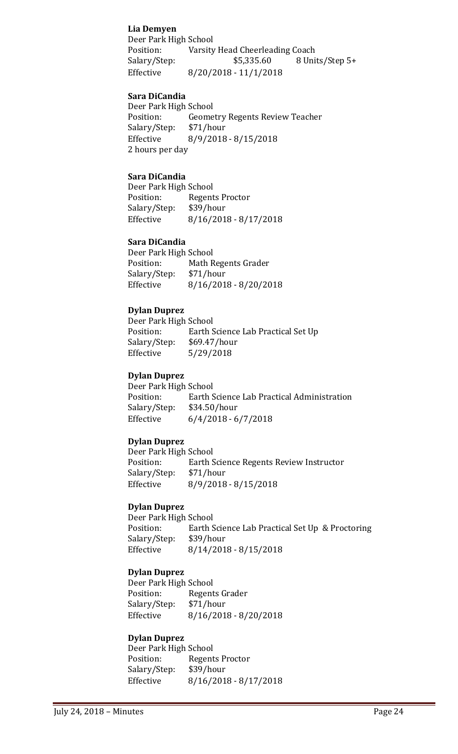**Lia Demyen**
Deer Park High School
Position: Varsity Head Cheerleading Coach
Salary/Step: $5,335.60 8 Units/Step 5+
Effective 8/20/2018 - 11/1/2018

**Sara DiCandia**
Deer Park High School
Position: Geometry Regents Review Teacher
Salary/Step: $71/hour
Effective 8/9/2018 - 8/15/2018
2 hours per day

**Sara DiCandia**
Deer Park High School
Position: Regents Proctor
Salary/Step: $39/hour
Effective 8/16/2018 - 8/17/2018

**Sara DiCandia**
Deer Park High School
Position: Math Regents Grader
Salary/Step: $71/hour
Effective 8/16/2018 - 8/20/2018

**Dylan Duprez**
Deer Park High School
Position: Earth Science Lab Practical Set Up
Salary/Step: $69.47/hour
Effective 5/29/2018

**Dylan Duprez**
Deer Park High School
Position: Earth Science Lab Practical Administration
Salary/Step: $34.50/hour
Effective 6/4/2018 - 6/7/2018

**Dylan Duprez**
Deer Park High School
Position: Earth Science Regents Review Instructor
Salary/Step: $71/hour
Effective 8/9/2018 - 8/15/2018

**Dylan Duprez**
Deer Park High School
Position: Earth Science Lab Practical Set Up & Proctoring
Salary/Step: $39/hour
Effective 8/14/2018 - 8/15/2018

**Dylan Duprez**
Deer Park High School
Position: Regents Grader
Salary/Step: $71/hour
Effective 8/16/2018 - 8/20/2018

**Dylan Duprez**
Deer Park High School
Position: Regents Proctor
Salary/Step: $39/hour
Effective 8/16/2018 - 8/17/2018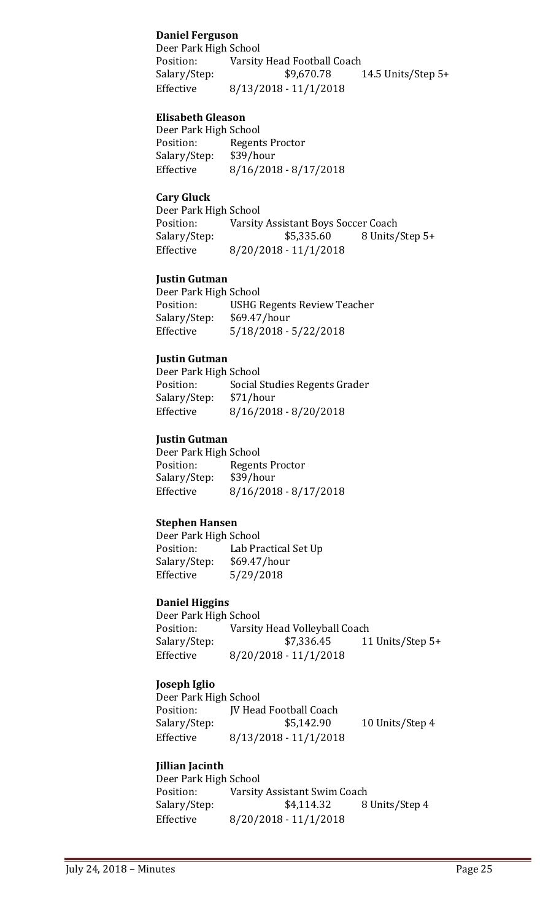**Daniel Ferguson**

Deer Park High School
Position: Varsity Head Football Coach
Salary/Step: $9,670.78 14.5 Units/Step 5+
Effective 8/13/2018 - 11/1/2018

**Elisabeth Gleason**

Deer Park High School
Position: Regents Proctor
Salary/Step: $39/hour
Effective 8/16/2018 - 8/17/2018

**Cary Gluck**

Deer Park High School
Position: Varsity Assistant Boys Soccer Coach
Salary/Step: $5,335.60 8 Units/Step 5+
Effective 8/20/2018 - 11/1/2018

**Justin Gutman**

Deer Park High School
Position: USHG Regents Review Teacher
Salary/Step: $69.47/hour
Effective 5/18/2018 - 5/22/2018

**Justin Gutman**

Deer Park High School
Position: Social Studies Regents Grader
Salary/Step: $71/hour
Effective 8/16/2018 - 8/20/2018

**Justin Gutman**

Deer Park High School
Position: Regents Proctor
Salary/Step: $39/hour
Effective 8/16/2018 - 8/17/2018

**Stephen Hansen**

Deer Park High School
Position: Lab Practical Set Up
Salary/Step: $69.47/hour
Effective 5/29/2018

**Daniel Higgins**

Deer Park High School
Position: Varsity Head Volleyball Coach
Salary/Step: $7,336.45 11 Units/Step 5+
Effective 8/20/2018 - 11/1/2018

**Joseph Iglio**

Deer Park High School
Position: JV Head Football Coach
Salary/Step: $5,142.90 10 Units/Step 4
Effective 8/13/2018 - 11/1/2018

**Jillian Jacinth**

Deer Park High School
Position: Varsity Assistant Swim Coach
Salary/Step: $4,114.32 8 Units/Step 4
Effective 8/20/2018 - 11/1/2018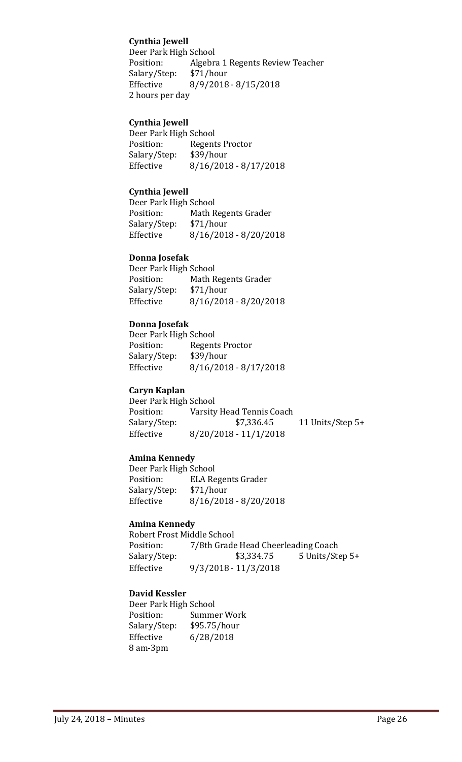**Cynthia Jewell**

Deer Park High School
Position: Algebra 1 Regents Review Teacher
Salary/Step: $71/hour
Effective 8/9/2018 - 8/15/2018
2 hours per day

**Cynthia Jewell**

Deer Park High School
Position: Regents Proctor
Salary/Step: $39/hour
Effective 8/16/2018 - 8/17/2018

**Cynthia Jewell**

Deer Park High School
Position: Math Regents Grader
Salary/Step: $71/hour
Effective 8/16/2018 - 8/20/2018

**Donna Josefak**

Deer Park High School
Position: Math Regents Grader
Salary/Step: $71/hour
Effective 8/16/2018 - 8/20/2018

**Donna Josefak**

Deer Park High School
Position: Regents Proctor
Salary/Step: $39/hour
Effective 8/16/2018 - 8/17/2018

**Caryn Kaplan**

Deer Park High School
Position: Varsity Head Tennis Coach
Salary/Step: $7,336.45 11 Units/Step 5+
Effective 8/20/2018 - 11/1/2018

**Amina Kennedy**

Deer Park High School
Position: ELA Regents Grader
Salary/Step: $71/hour
Effective 8/16/2018 - 8/20/2018

**Amina Kennedy**

Robert Frost Middle School
Position: 7/8th Grade Head Cheerleading Coach
Salary/Step: $3,334.75 5 Units/Step 5+
Effective 9/3/2018 - 11/3/2018

**David Kessler**

Deer Park High School
Position: Summer Work
Salary/Step: $95.75/hour
Effective 6/28/2018
8 am-3pm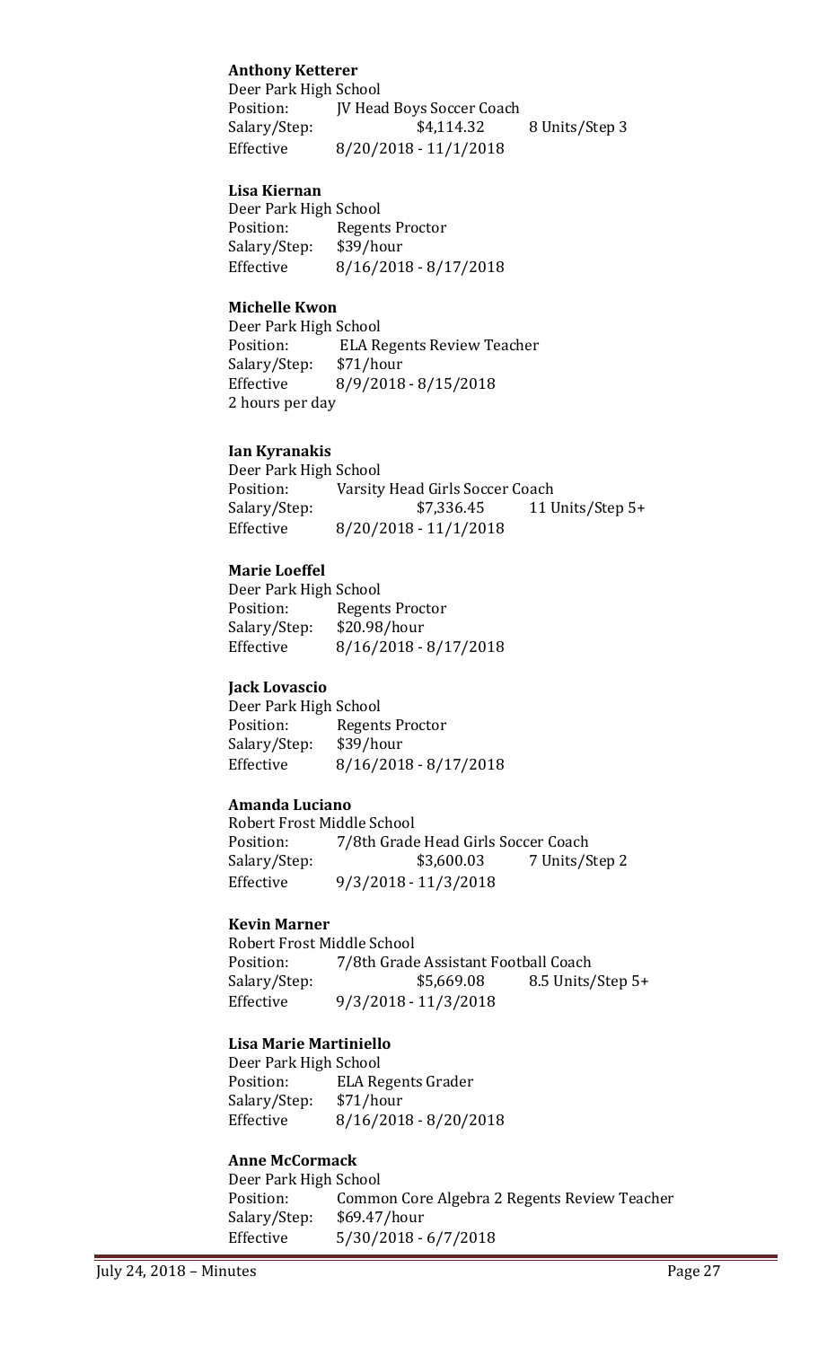**Anthony Ketterer**

Deer Park High School
Position: JV Head Boys Soccer Coach
Salary/Step: $4,114.32 8 Units/Step 3
Effective 8/20/2018 - 11/1/2018

**Lisa Kiernan**

Deer Park High School
Position: Regents Proctor
Salary/Step: $39/hour
Effective 8/16/2018 - 8/17/2018

**Michelle Kwon**

Deer Park High School
Position: ELA Regents Review Teacher
Salary/Step: $71/hour
Effective 8/9/2018 - 8/15/2018
2 hours per day

**Ian Kyranakis**

Deer Park High School
Position: Varsity Head Girls Soccer Coach
Salary/Step: $7,336.45 11 Units/Step 5+
Effective 8/20/2018 - 11/1/2018

**Marie Loeffel**

Deer Park High School
Position: Regents Proctor
Salary/Step: $20.98/hour
Effective 8/16/2018 - 8/17/2018

**Jack Lovascio**

Deer Park High School
Position: Regents Proctor
Salary/Step: $39/hour
Effective 8/16/2018 - 8/17/2018

**Amanda Luciano**

Robert Frost Middle School
Position: 7/8th Grade Head Girls Soccer Coach
Salary/Step: $3,600.03 7 Units/Step 2
Effective 9/3/2018 - 11/3/2018

**Kevin Marner**

Robert Frost Middle School
Position: 7/8th Grade Assistant Football Coach
Salary/Step: $5,669.08 8.5 Units/Step 5+
Effective 9/3/2018 - 11/3/2018

**Lisa Marie Martiniello**

Deer Park High School
Position: ELA Regents Grader
Salary/Step: $71/hour
Effective 8/16/2018 - 8/20/2018

**Anne McCormack**

Deer Park High School
Position: Common Core Algebra 2 Regents Review Teacher
Salary/Step: $69.47/hour
Effective 5/30/2018 - 6/7/2018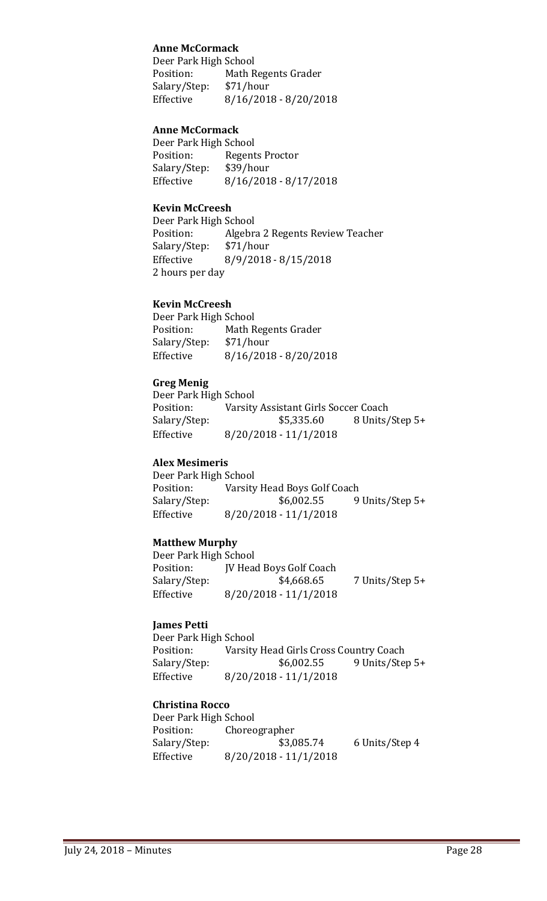**Anne McCormack**

Deer Park High School
Position: Math Regents Grader
Salary/Step: $71/hour
Effective 8/16/2018 - 8/20/2018

**Anne McCormack**

Deer Park High School
Position: Regents Proctor
Salary/Step: $39/hour
Effective 8/16/2018 - 8/17/2018

**Kevin McCreesh**

Deer Park High School
Position: Algebra 2 Regents Review Teacher
Salary/Step: $71/hour
Effective 8/9/2018 - 8/15/2018
2 hours per day

**Kevin McCreesh**

Deer Park High School
Position: Math Regents Grader
Salary/Step: $71/hour
Effective 8/16/2018 - 8/20/2018

**Greg Menig**

Deer Park High School
Position: Varsity Assistant Girls Soccer Coach
Salary/Step: $5,335.60 8 Units/Step 5+
Effective 8/20/2018 - 11/1/2018

**Alex Mesimeris**

Deer Park High School
Position: Varsity Head Boys Golf Coach
Salary/Step: $6,002.55 9 Units/Step 5+
Effective 8/20/2018 - 11/1/2018

**Matthew Murphy**

Deer Park High School
Position: JV Head Boys Golf Coach
Salary/Step: $4,668.65 7 Units/Step 5+
Effective 8/20/2018 - 11/1/2018

**James Petti**

Deer Park High School
Position: Varsity Head Girls Cross Country Coach
Salary/Step: $6,002.55 9 Units/Step 5+
Effective 8/20/2018 - 11/1/2018

**Christina Rocco**

Deer Park High School
Position: Choreographer
Salary/Step: $3,085.74 6 Units/Step 4
Effective 8/20/2018 - 11/1/2018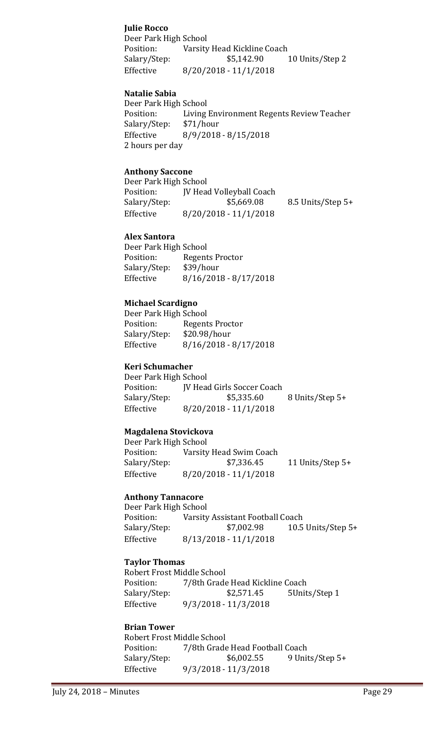**Julie Rocco**
Deer Park High School
Position: Varsity Head Kickline Coach
Salary/Step: $5,142.90 10 Units/Step 2
Effective 8/20/2018 - 11/1/2018

**Natalie Sabia**
Deer Park High School
Position: Living Environment Regents Review Teacher
Salary/Step: $71/hour
Effective 8/9/2018 - 8/15/2018
2 hours per day

**Anthony Saccone**
Deer Park High School
Position: JV Head Volleyball Coach
Salary/Step: $5,669.08 8.5 Units/Step 5+
Effective 8/20/2018 - 11/1/2018

**Alex Santora**
Deer Park High School
Position: Regents Proctor
Salary/Step: $39/hour
Effective 8/16/2018 - 8/17/2018

**Michael Scardigno**
Deer Park High School
Position: Regents Proctor
Salary/Step: $20.98/hour
Effective 8/16/2018 - 8/17/2018

**Keri Schumacher**
Deer Park High School
Position: JV Head Girls Soccer Coach
Salary/Step: $5,335.60 8 Units/Step 5+
Effective 8/20/2018 - 11/1/2018

**Magdalena Stovickova**
Deer Park High School
Position: Varsity Head Swim Coach
Salary/Step: $7,336.45 11 Units/Step 5+
Effective 8/20/2018 - 11/1/2018

**Anthony Tannacore**
Deer Park High School
Position: Varsity Assistant Football Coach
Salary/Step: $7,002.98 10.5 Units/Step 5+
Effective 8/13/2018 - 11/1/2018

**Taylor Thomas**
Robert Frost Middle School
Position: 7/8th Grade Head Kickline Coach
Salary/Step: $2,571.45 5Units/Step 1
Effective 9/3/2018 - 11/3/2018

**Brian Tower**
Robert Frost Middle School
Position: 7/8th Grade Head Football Coach
Salary/Step: $6,002.55 9 Units/Step 5+
Effective 9/3/2018 - 11/3/2018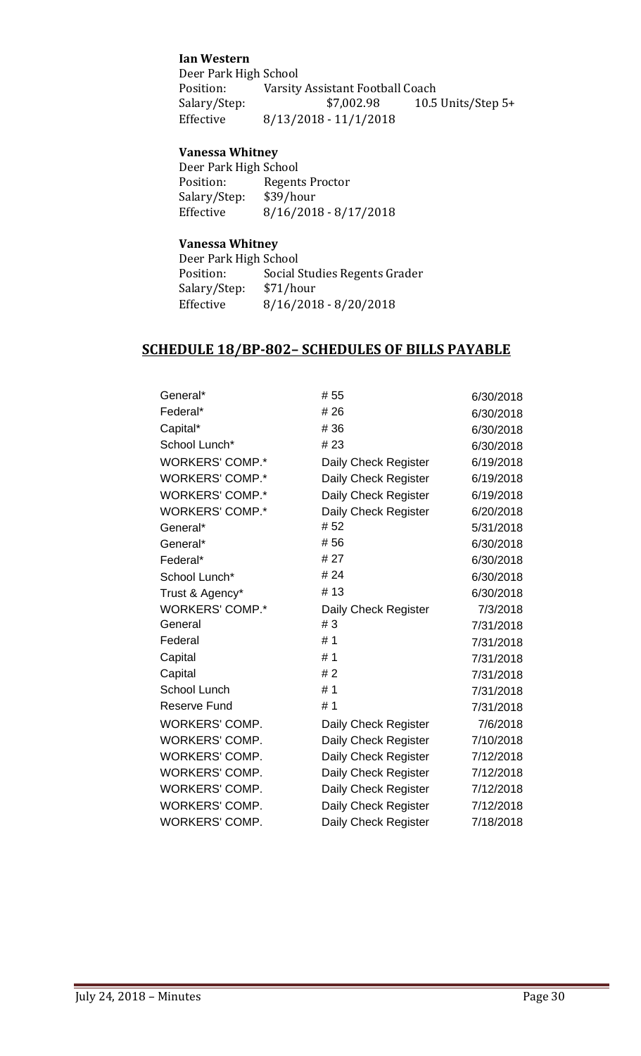**Ian Western**
Deer Park High School
Position: Varsity Assistant Football Coach
Salary/Step: $7,002.98 10.5 Units/Step 5+
Effective 8/13/2018 - 11/1/2018

**Vanessa Whitney**
Deer Park High School
Position: Regents Proctor
Salary/Step: $39/hour
Effective 8/16/2018 - 8/17/2018

**Vanessa Whitney**
Deer Park High School
Position: Social Studies Regents Grader
Salary/Step: $71/hour
Effective 8/16/2018 - 8/20/2018

## SCHEDULE 18/BP-802– SCHEDULES OF BILLS PAYABLE

| | | |
|---|---|---|
| General* | # 55 | 6/30/2018 |
| Federal* | # 26 | 6/30/2018 |
| Capital* | # 36 | 6/30/2018 |
| School Lunch* | # 23 | 6/30/2018 |
| WORKERS' COMP.* | Daily Check Register | 6/19/2018 |
| WORKERS' COMP.* | Daily Check Register | 6/19/2018 |
| WORKERS' COMP.* | Daily Check Register | 6/19/2018 |
| WORKERS' COMP.* | Daily Check Register | 6/20/2018 |
| General* | # 52 | 5/31/2018 |
| General* | # 56 | 6/30/2018 |
| Federal* | # 27 | 6/30/2018 |
| School Lunch* | # 24 | 6/30/2018 |
| Trust & Agency* | # 13 | 6/30/2018 |
| WORKERS' COMP.* | Daily Check Register | 7/3/2018 |
| General | # 3 | 7/31/2018 |
| Federal | # 1 | 7/31/2018 |
| Capital | # 1 | 7/31/2018 |
| Capital | # 2 | 7/31/2018 |
| School Lunch | # 1 | 7/31/2018 |
| Reserve Fund | # 1 | 7/31/2018 |
| WORKERS' COMP. | Daily Check Register | 7/6/2018 |
| WORKERS' COMP. | Daily Check Register | 7/10/2018 |
| WORKERS' COMP. | Daily Check Register | 7/12/2018 |
| WORKERS' COMP. | Daily Check Register | 7/12/2018 |
| WORKERS' COMP. | Daily Check Register | 7/12/2018 |
| WORKERS' COMP. | Daily Check Register | 7/12/2018 |
| WORKERS' COMP. | Daily Check Register | 7/18/2018 |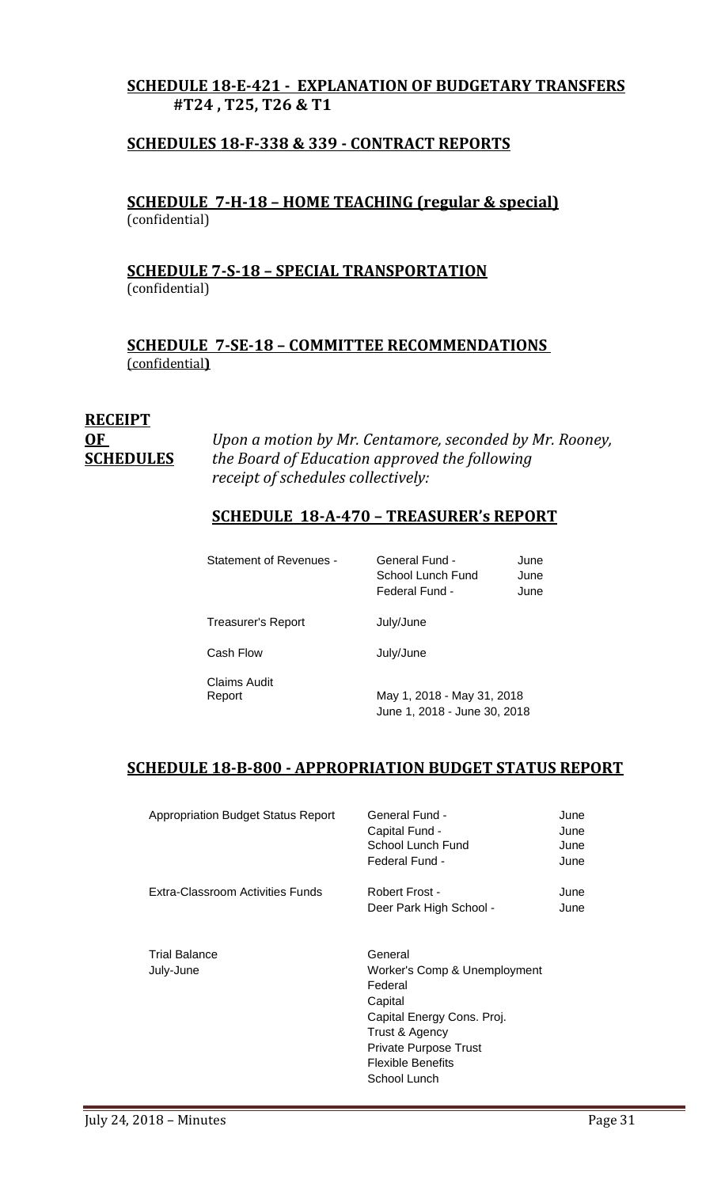## SCHEDULE 18-E-421 - EXPLANATION OF BUDGETARY TRANSFERS #T24 , T25, T26 & T1

## SCHEDULES 18-F-338 & 339 - CONTRACT REPORTS

## SCHEDULE 7-H-18 – HOME TEACHING (regular & special)

(confidential)

## SCHEDULE 7-S-18 – SPECIAL TRANSPORTATION

(confidential)

## SCHEDULE 7-SE-18 – COMMITTEE RECOMMENDATIONS

(confidential**)**

**RECEIPT OF SCHEDULES**

*Upon a motion by Mr. Centamore, seconded by Mr. Rooney, the Board of Education approved the following receipt of schedules collectively:*

## SCHEDULE 18-A-470 – TREASURER's REPORT

| | | |
|---|---|---|
| Statement of Revenues - | General Fund - | June |
| | School Lunch Fund | June |
| | Federal Fund - | June |
| Treasurer's Report | July/June | |
| Cash Flow | July/June | |
| Claims Audit Report | May 1, 2018 - May 31, 2018 | |
| | June 1, 2018 - June 30, 2018 | |

## SCHEDULE 18-B-800 - APPROPRIATION BUDGET STATUS REPORT

| | | |
|---|---|---|
| Appropriation Budget Status Report | General Fund - | June |
| | Capital Fund - | June |
| | School Lunch Fund | June |
| | Federal Fund - | June |
| Extra-Classroom Activities Funds | Robert Frost - | June |
| | Deer Park High School - | June |
| Trial Balance July-June | General | |
| | Worker's Comp & Unemployment | |
| | Federal | |
| | Capital | |
| | Capital Energy Cons. Proj. | |
| | Trust & Agency | |
| | Private Purpose Trust | |
| | Flexible Benefits | |
| | School Lunch | |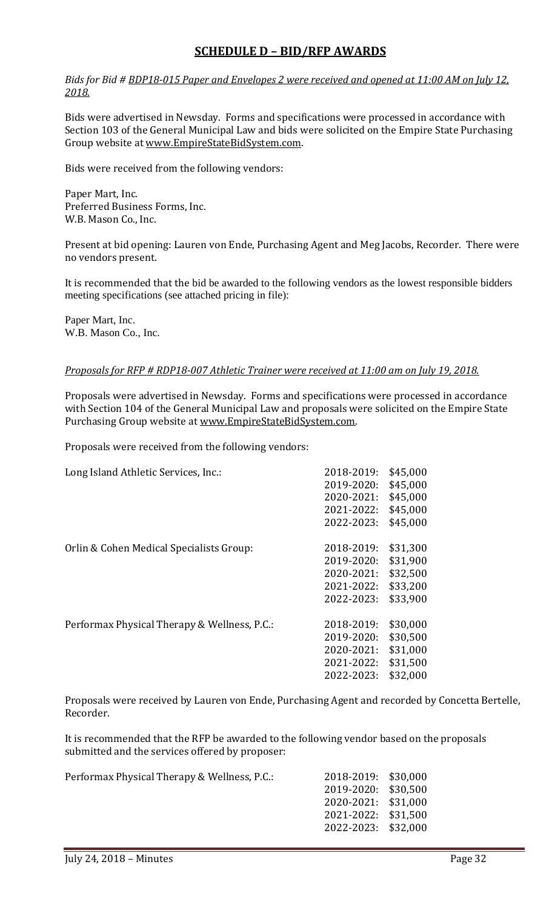## SCHEDULE D – BID/RFP AWARDS

*Bids for Bid # BDP18-015 Paper and Envelopes 2 were received and opened at 11:00 AM on July 12, 2018.*

Bids were advertised in Newsday. Forms and specifications were processed in accordance with Section 103 of the General Municipal Law and bids were solicited on the Empire State Purchasing Group website at www.EmpireStateBidSystem.com.

Bids were received from the following vendors:

Paper Mart, Inc.  
Preferred Business Forms, Inc.  
W.B. Mason Co., Inc.

Present at bid opening: Lauren von Ende, Purchasing Agent and Meg Jacobs, Recorder. There were no vendors present.

It is recommended that the bid be awarded to the following vendors as the lowest responsible bidders meeting specifications (see attached pricing in file):

Paper Mart, Inc.  
W.B. Mason Co., Inc.

*Proposals for RFP # RDP18-007 Athletic Trainer were received at 11:00 am on July 19, 2018.*

Proposals were advertised in Newsday. Forms and specifications were processed in accordance with Section 104 of the General Municipal Law and proposals were solicited on the Empire State Purchasing Group website at www.EmpireStateBidSystem.com.

Proposals were received from the following vendors:

| Vendor | Year | Amount |
|---|---|---|
| Long Island Athletic Services, Inc.: | 2018-2019: | $45,000 |
| | 2019-2020: | $45,000 |
| | 2020-2021: | $45,000 |
| | 2021-2022: | $45,000 |
| | 2022-2023: | $45,000 |
| Orlin & Cohen Medical Specialists Group: | 2018-2019: | $31,300 |
| | 2019-2020: | $31,900 |
| | 2020-2021: | $32,500 |
| | 2021-2022: | $33,200 |
| | 2022-2023: | $33,900 |
| Performax Physical Therapy & Wellness, P.C.: | 2018-2019: | $30,000 |
| | 2019-2020: | $30,500 |
| | 2020-2021: | $31,000 |
| | 2021-2022: | $31,500 |
| | 2022-2023: | $32,000 |

Proposals were received by Lauren von Ende, Purchasing Agent and recorded by Concetta Bertelle, Recorder.

It is recommended that the RFP be awarded to the following vendor based on the proposals submitted and the services offered by proposer:

| Vendor | Year | Amount |
|---|---|---|
| Performax Physical Therapy & Wellness, P.C.: | 2018-2019: | $30,000 |
| | 2019-2020: | $30,500 |
| | 2020-2021: | $31,000 |
| | 2021-2022: | $31,500 |
| | 2022-2023: | $32,000 |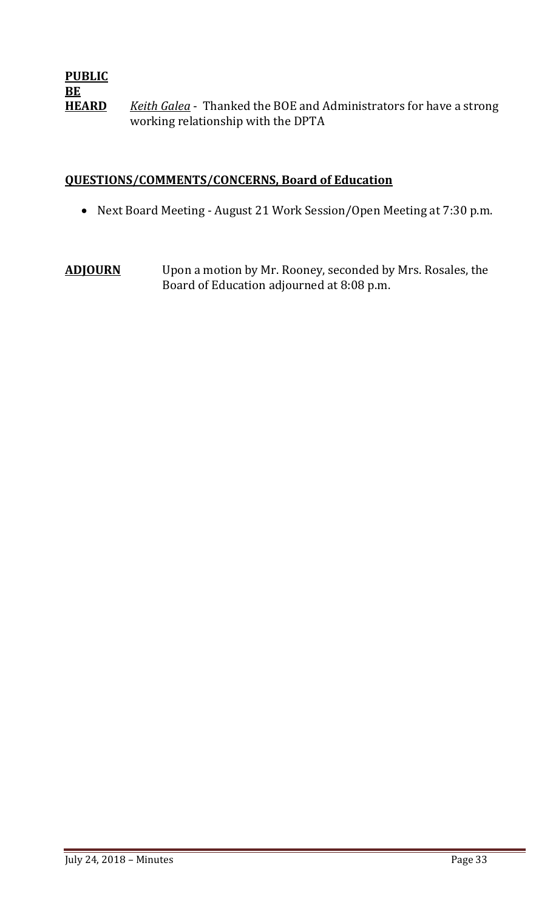**PUBLIC BE HEARD** *Keith Galea* - Thanked the BOE and Administrators for have a strong working relationship with the DPTA

**QUESTIONS/COMMENTS/CONCERNS, Board of Education**

- Next Board Meeting - August 21 Work Session/Open Meeting at 7:30 p.m.

**ADJOURN** Upon a motion by Mr. Rooney, seconded by Mrs. Rosales, the Board of Education adjourned at 8:08 p.m.